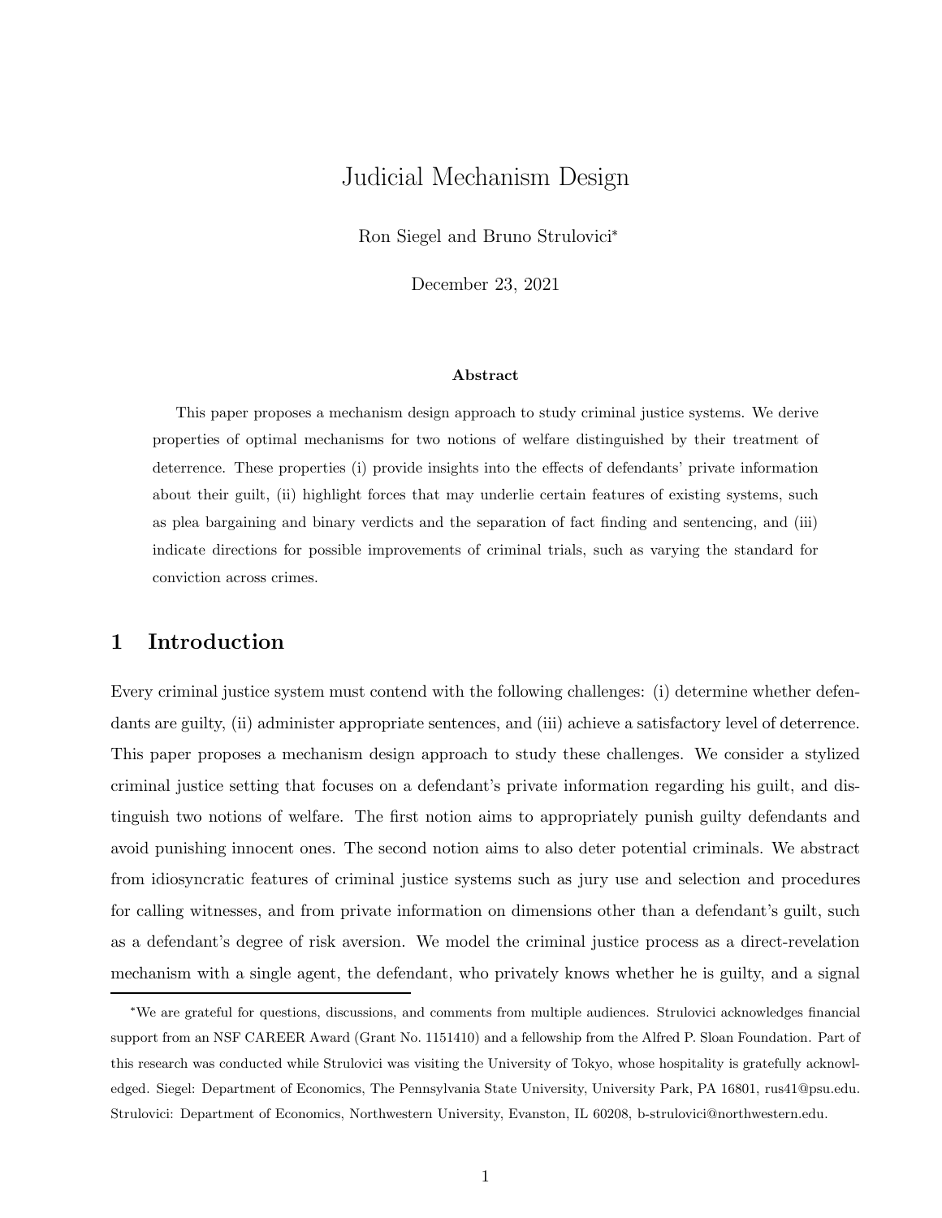# Judicial Mechanism Design

Ron Siegel and Bruno Strulovici*

December 23, 2021

### Abstract

This paper proposes a mechanism design approach to study criminal justice systems. We derive properties of optimal mechanisms for two notions of welfare distinguished by their treatment of deterrence. These properties (i) provide insights into the effects of defendants' private information about their guilt, (ii) highlight forces that may underlie certain features of existing systems, such as plea bargaining and binary verdicts and the separation of fact finding and sentencing, and (iii) indicate directions for possible improvements of criminal trials, such as varying the standard for conviction across crimes.

## 1 Introduction

Every criminal justice system must contend with the following challenges: (i) determine whether defendants are guilty, (ii) administer appropriate sentences, and (iii) achieve a satisfactory level of deterrence. This paper proposes a mechanism design approach to study these challenges. We consider a stylized criminal justice setting that focuses on a defendant's private information regarding his guilt, and distinguish two notions of welfare. The first notion aims to appropriately punish guilty defendants and avoid punishing innocent ones. The second notion aims to also deter potential criminals. We abstract from idiosyncratic features of criminal justice systems such as jury use and selection and procedures for calling witnesses, and from private information on dimensions other than a defendant's guilt, such as a defendant's degree of risk aversion. We model the criminal justice process as a direct-revelation mechanism with a single agent, the defendant, who privately knows whether he is guilty, and a signal

*We are grateful for questions, discussions, and comments from multiple audiences. Strulovici acknowledges financial support from an NSF CAREER Award (Grant No. 1151410) and a fellowship from the Alfred P. Sloan Foundation. Part of this research was conducted while Strulovici was visiting the University of Tokyo, whose hospitality is gratefully acknowledged. Siegel: Department of Economics, The Pennsylvania State University, University Park, PA 16801, rus41@psu.edu. Strulovici: Department of Economics, Northwestern University, Evanston, IL 60208, b-strulovici@northwestern.edu.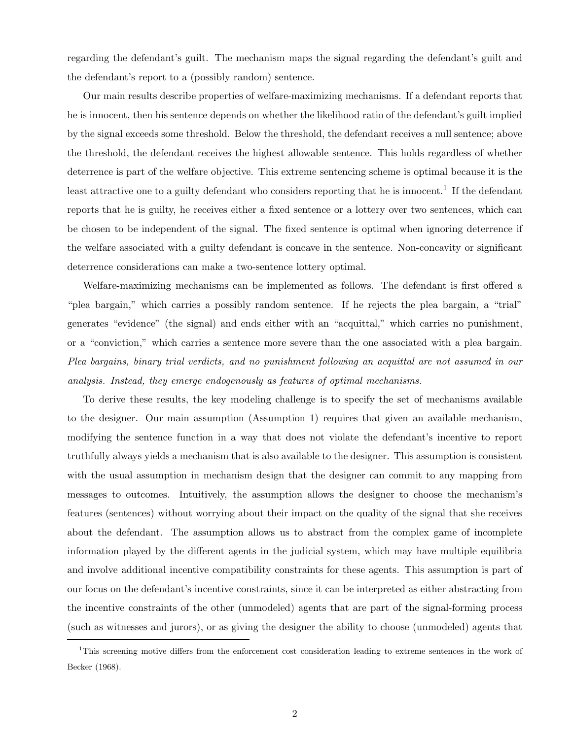regarding the defendant's guilt. The mechanism maps the signal regarding the defendant's guilt and the defendant's report to a (possibly random) sentence.

Our main results describe properties of welfare-maximizing mechanisms. If a defendant reports that he is innocent, then his sentence depends on whether the likelihood ratio of the defendant's guilt implied by the signal exceeds some threshold. Below the threshold, the defendant receives a null sentence; above the threshold, the defendant receives the highest allowable sentence. This holds regardless of whether deterrence is part of the welfare objective. This extreme sentencing scheme is optimal because it is the least attractive one to a guilty defendant who considers reporting that he is innocent.[1] If the defendant reports that he is guilty, he receives either a fixed sentence or a lottery over two sentences, which can be chosen to be independent of the signal. The fixed sentence is optimal when ignoring deterrence if the welfare associated with a guilty defendant is concave in the sentence. Non-concavity or significant deterrence considerations can make a two-sentence lottery optimal.

Welfare-maximizing mechanisms can be implemented as follows. The defendant is first offered a "plea bargain," which carries a possibly random sentence. If he rejects the plea bargain, a "trial" generates "evidence" (the signal) and ends either with an "acquittal," which carries no punishment, or a "conviction," which carries a sentence more severe than the one associated with a plea bargain. *Plea bargains, binary trial verdicts, and no punishment following an acquittal are not assumed in our analysis. Instead, they emerge endogenously as features of optimal mechanisms.*

To derive these results, the key modeling challenge is to specify the set of mechanisms available to the designer. Our main assumption (Assumption 1) requires that given an available mechanism, modifying the sentence function in a way that does not violate the defendant's incentive to report truthfully always yields a mechanism that is also available to the designer. This assumption is consistent with the usual assumption in mechanism design that the designer can commit to any mapping from messages to outcomes. Intuitively, the assumption allows the designer to choose the mechanism's features (sentences) without worrying about their impact on the quality of the signal that she receives about the defendant. The assumption allows us to abstract from the complex game of incomplete information played by the different agents in the judicial system, which may have multiple equilibria and involve additional incentive compatibility constraints for these agents. This assumption is part of our focus on the defendant's incentive constraints, since it can be interpreted as either abstracting from the incentive constraints of the other (unmodeled) agents that are part of the signal-forming process (such as witnesses and jurors), or as giving the designer the ability to choose (unmodeled) agents that

[1] This screening motive differs from the enforcement cost consideration leading to extreme sentences in the work of Becker (1968).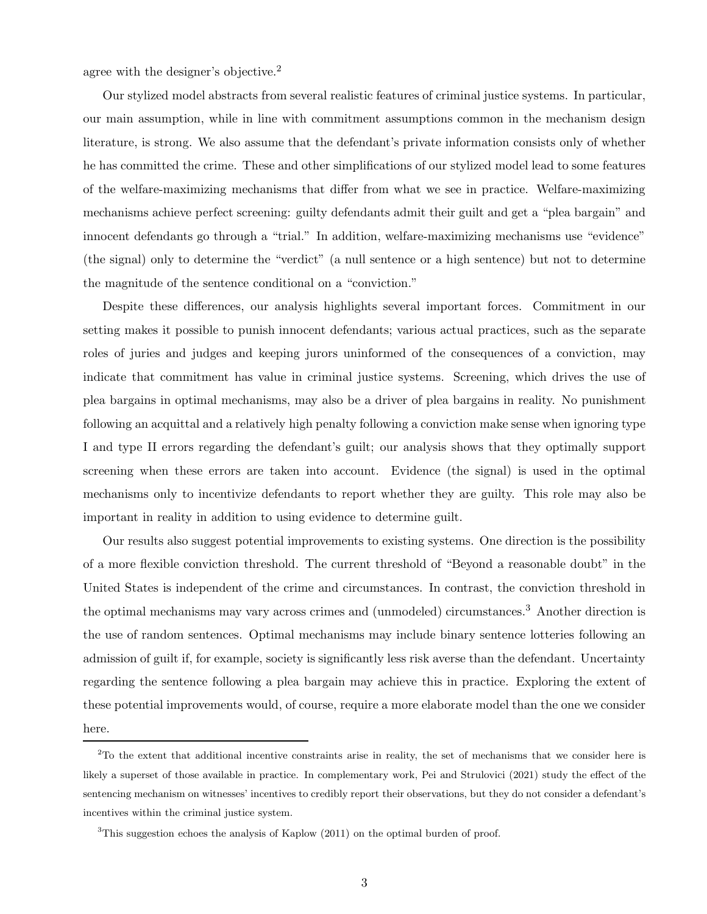agree with the designer's objective.[2]

Our stylized model abstracts from several realistic features of criminal justice systems. In particular, our main assumption, while in line with commitment assumptions common in the mechanism design literature, is strong. We also assume that the defendant's private information consists only of whether he has committed the crime. These and other simplifications of our stylized model lead to some features of the welfare-maximizing mechanisms that differ from what we see in practice. Welfare-maximizing mechanisms achieve perfect screening: guilty defendants admit their guilt and get a "plea bargain" and innocent defendants go through a "trial." In addition, welfare-maximizing mechanisms use "evidence" (the signal) only to determine the "verdict" (a null sentence or a high sentence) but not to determine the magnitude of the sentence conditional on a "conviction."

Despite these differences, our analysis highlights several important forces. Commitment in our setting makes it possible to punish innocent defendants; various actual practices, such as the separate roles of juries and judges and keeping jurors uninformed of the consequences of a conviction, may indicate that commitment has value in criminal justice systems. Screening, which drives the use of plea bargains in optimal mechanisms, may also be a driver of plea bargains in reality. No punishment following an acquittal and a relatively high penalty following a conviction make sense when ignoring type I and type II errors regarding the defendant's guilt; our analysis shows that they optimally support screening when these errors are taken into account. Evidence (the signal) is used in the optimal mechanisms only to incentivize defendants to report whether they are guilty. This role may also be important in reality in addition to using evidence to determine guilt.

Our results also suggest potential improvements to existing systems. One direction is the possibility of a more flexible conviction threshold. The current threshold of "Beyond a reasonable doubt" in the United States is independent of the crime and circumstances. In contrast, the conviction threshold in the optimal mechanisms may vary across crimes and (unmodeled) circumstances.[3] Another direction is the use of random sentences. Optimal mechanisms may include binary sentence lotteries following an admission of guilt if, for example, society is significantly less risk averse than the defendant. Uncertainty regarding the sentence following a plea bargain may achieve this in practice. Exploring the extent of these potential improvements would, of course, require a more elaborate model than the one we consider here.

---

[2] To the extent that additional incentive constraints arise in reality, the set of mechanisms that we consider here is likely a superset of those available in practice. In complementary work, Pei and Strulovici (2021) study the effect of the sentencing mechanism on witnesses' incentives to credibly report their observations, but they do not consider a defendant's incentives within the criminal justice system.

[3] This suggestion echoes the analysis of Kaplow (2011) on the optimal burden of proof.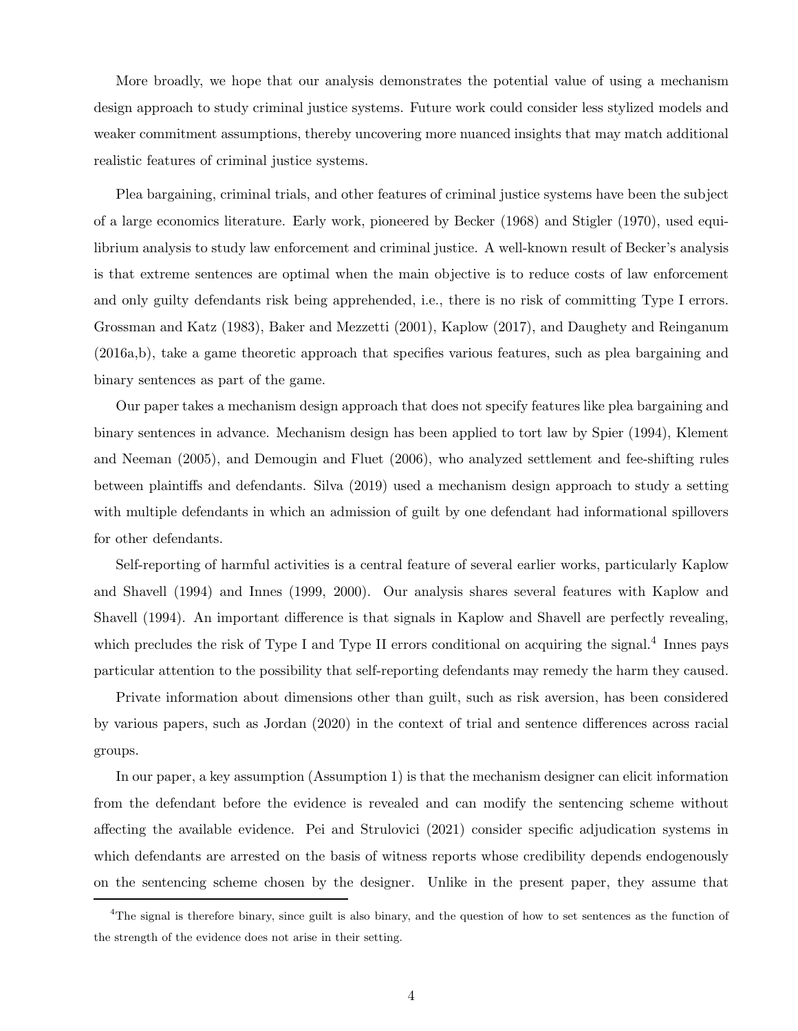More broadly, we hope that our analysis demonstrates the potential value of using a mechanism design approach to study criminal justice systems. Future work could consider less stylized models and weaker commitment assumptions, thereby uncovering more nuanced insights that may match additional realistic features of criminal justice systems.

Plea bargaining, criminal trials, and other features of criminal justice systems have been the subject of a large economics literature. Early work, pioneered by Becker (1968) and Stigler (1970), used equilibrium analysis to study law enforcement and criminal justice. A well-known result of Becker's analysis is that extreme sentences are optimal when the main objective is to reduce costs of law enforcement and only guilty defendants risk being apprehended, i.e., there is no risk of committing Type I errors. Grossman and Katz (1983), Baker and Mezzetti (2001), Kaplow (2017), and Daughety and Reinganum (2016a,b), take a game theoretic approach that specifies various features, such as plea bargaining and binary sentences as part of the game.

Our paper takes a mechanism design approach that does not specify features like plea bargaining and binary sentences in advance. Mechanism design has been applied to tort law by Spier (1994), Klement and Neeman (2005), and Demougin and Fluet (2006), who analyzed settlement and fee-shifting rules between plaintiffs and defendants. Silva (2019) used a mechanism design approach to study a setting with multiple defendants in which an admission of guilt by one defendant had informational spillovers for other defendants.

Self-reporting of harmful activities is a central feature of several earlier works, particularly Kaplow and Shavell (1994) and Innes (1999, 2000). Our analysis shares several features with Kaplow and Shavell (1994). An important difference is that signals in Kaplow and Shavell are perfectly revealing, which precludes the risk of Type I and Type II errors conditional on acquiring the signal.[4] Innes pays particular attention to the possibility that self-reporting defendants may remedy the harm they caused.

Private information about dimensions other than guilt, such as risk aversion, has been considered by various papers, such as Jordan (2020) in the context of trial and sentence differences across racial groups.

In our paper, a key assumption (Assumption 1) is that the mechanism designer can elicit information from the defendant before the evidence is revealed and can modify the sentencing scheme without affecting the available evidence. Pei and Strulovici (2021) consider specific adjudication systems in which defendants are arrested on the basis of witness reports whose credibility depends endogenously on the sentencing scheme chosen by the designer. Unlike in the present paper, they assume that

[4] The signal is therefore binary, since guilt is also binary, and the question of how to set sentences as the function of the strength of the evidence does not arise in their setting.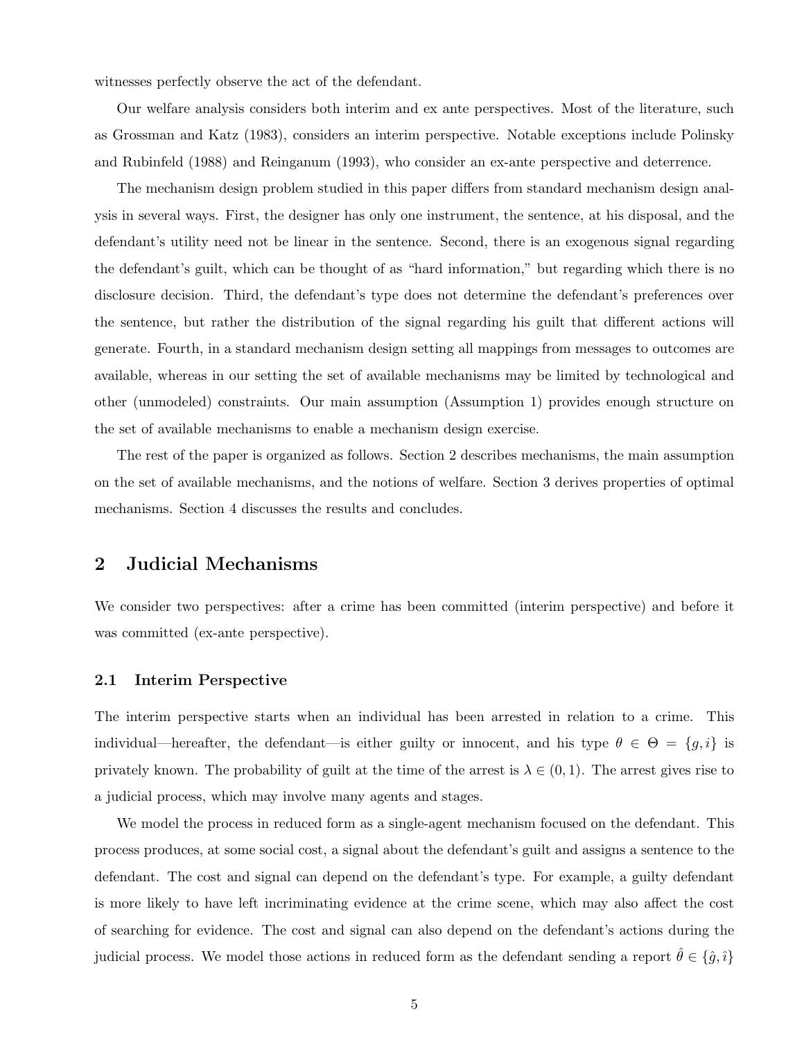witnesses perfectly observe the act of the defendant.

Our welfare analysis considers both interim and ex ante perspectives. Most of the literature, such as Grossman and Katz (1983), considers an interim perspective. Notable exceptions include Polinsky and Rubinfeld (1988) and Reinganum (1993), who consider an ex-ante perspective and deterrence.

The mechanism design problem studied in this paper differs from standard mechanism design analysis in several ways. First, the designer has only one instrument, the sentence, at his disposal, and the defendant's utility need not be linear in the sentence. Second, there is an exogenous signal regarding the defendant's guilt, which can be thought of as "hard information," but regarding which there is no disclosure decision. Third, the defendant's type does not determine the defendant's preferences over the sentence, but rather the distribution of the signal regarding his guilt that different actions will generate. Fourth, in a standard mechanism design setting all mappings from messages to outcomes are available, whereas in our setting the set of available mechanisms may be limited by technological and other (unmodeled) constraints. Our main assumption (Assumption 1) provides enough structure on the set of available mechanisms to enable a mechanism design exercise.

The rest of the paper is organized as follows. Section 2 describes mechanisms, the main assumption on the set of available mechanisms, and the notions of welfare. Section 3 derives properties of optimal mechanisms. Section 4 discusses the results and concludes.

## 2 Judicial Mechanisms

We consider two perspectives: after a crime has been committed (interim perspective) and before it was committed (ex-ante perspective).

### 2.1 Interim Perspective

The interim perspective starts when an individual has been arrested in relation to a crime. This individual—hereafter, the defendant—is either guilty or innocent, and his type $\theta \in \Theta = \{g, i\}$ is privately known. The probability of guilt at the time of the arrest is $\lambda \in (0, 1)$. The arrest gives rise to a judicial process, which may involve many agents and stages.

We model the process in reduced form as a single-agent mechanism focused on the defendant. This process produces, at some social cost, a signal about the defendant's guilt and assigns a sentence to the defendant. The cost and signal can depend on the defendant's type. For example, a guilty defendant is more likely to have left incriminating evidence at the crime scene, which may also affect the cost of searching for evidence. The cost and signal can also depend on the defendant's actions during the judicial process. We model those actions in reduced form as the defendant sending a report $\hat{\theta} \in \{\hat{g}, \hat{\imath}\}$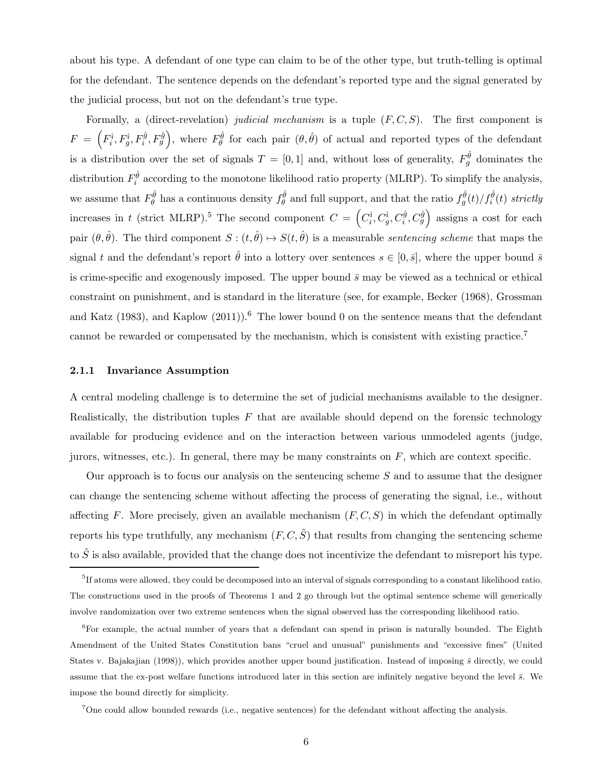about his type. A defendant of one type can claim to be of the other type, but truth-telling is optimal for the defendant. The sentence depends on the defendant's reported type and the signal generated by the judicial process, but not on the defendant's true type.

Formally, a (direct-revelation) *judicial mechanism* is a tuple $(F, C, S)$. The first component is $F = \left(F_i^{\hat{\imath}}, F_g^{\hat{\imath}}, F_i^{\hat{g}}, F_g^{\hat{g}}\right)$, where $F_\theta^{\hat{\theta}}$ for each pair $(\theta, \hat{\theta})$ of actual and reported types of the defendant is a distribution over the set of signals $T = [0,1]$ and, without loss of generality, $F_g^{\hat{\theta}}$ dominates the distribution $F_i^{\hat{\theta}}$ according to the monotone likelihood ratio property (MLRP). To simplify the analysis, we assume that $F_\theta^{\hat{\theta}}$ has a continuous density $f_\theta^{\hat{\theta}}$ and full support, and that the ratio $f_g^{\hat{\theta}}(t)/f_i^{\hat{\theta}}(t)$ *strictly* increases in $t$ (strict MLRP).[5] The second component $C = \left(C_i^{\hat{\imath}}, C_g^{\hat{\imath}}, C_i^{\hat{g}}, C_g^{\hat{g}}\right)$ assigns a cost for each pair $(\theta, \hat{\theta})$. The third component $S : (t, \hat{\theta}) \mapsto S(t, \hat{\theta})$ is a measurable *sentencing scheme* that maps the signal $t$ and the defendant's report $\hat{\theta}$ into a lottery over sentences $s \in [0, \bar{s}]$, where the upper bound $\bar{s}$ is crime-specific and exogenously imposed. The upper bound $\bar{s}$ may be viewed as a technical or ethical constraint on punishment, and is standard in the literature (see, for example, Becker (1968), Grossman and Katz (1983), and Kaplow (2011)).[6] The lower bound 0 on the sentence means that the defendant cannot be rewarded or compensated by the mechanism, which is consistent with existing practice.[7]

### 2.1.1 Invariance Assumption

A central modeling challenge is to determine the set of judicial mechanisms available to the designer. Realistically, the distribution tuples $F$ that are available should depend on the forensic technology available for producing evidence and on the interaction between various unmodeled agents (judge, jurors, witnesses, etc.). In general, there may be many constraints on $F$, which are context specific.

Our approach is to focus our analysis on the sentencing scheme $S$ and to assume that the designer can change the sentencing scheme without affecting the process of generating the signal, i.e., without affecting $F$. More precisely, given an available mechanism $(F, C, S)$ in which the defendant optimally reports his type truthfully, any mechanism $(F, C, \tilde{S})$ that results from changing the sentencing scheme to $\tilde{S}$ is also available, provided that the change does not incentivize the defendant to misreport his type.

---

[5] If atoms were allowed, they could be decomposed into an interval of signals corresponding to a constant likelihood ratio. The constructions used in the proofs of Theorems 1 and 2 go through but the optimal sentence scheme will generically involve randomization over two extreme sentences when the signal observed has the corresponding likelihood ratio.

[6] For example, the actual number of years that a defendant can spend in prison is naturally bounded. The Eighth Amendment of the United States Constitution bans "cruel and unusual" punishments and "excessive fines" (United States v. Bajakajian (1998)), which provides another upper bound justification. Instead of imposing $\bar{s}$ directly, we could assume that the ex-post welfare functions introduced later in this section are infinitely negative beyond the level $\bar{s}$. We impose the bound directly for simplicity.

[7] One could allow bounded rewards (i.e., negative sentences) for the defendant without affecting the analysis.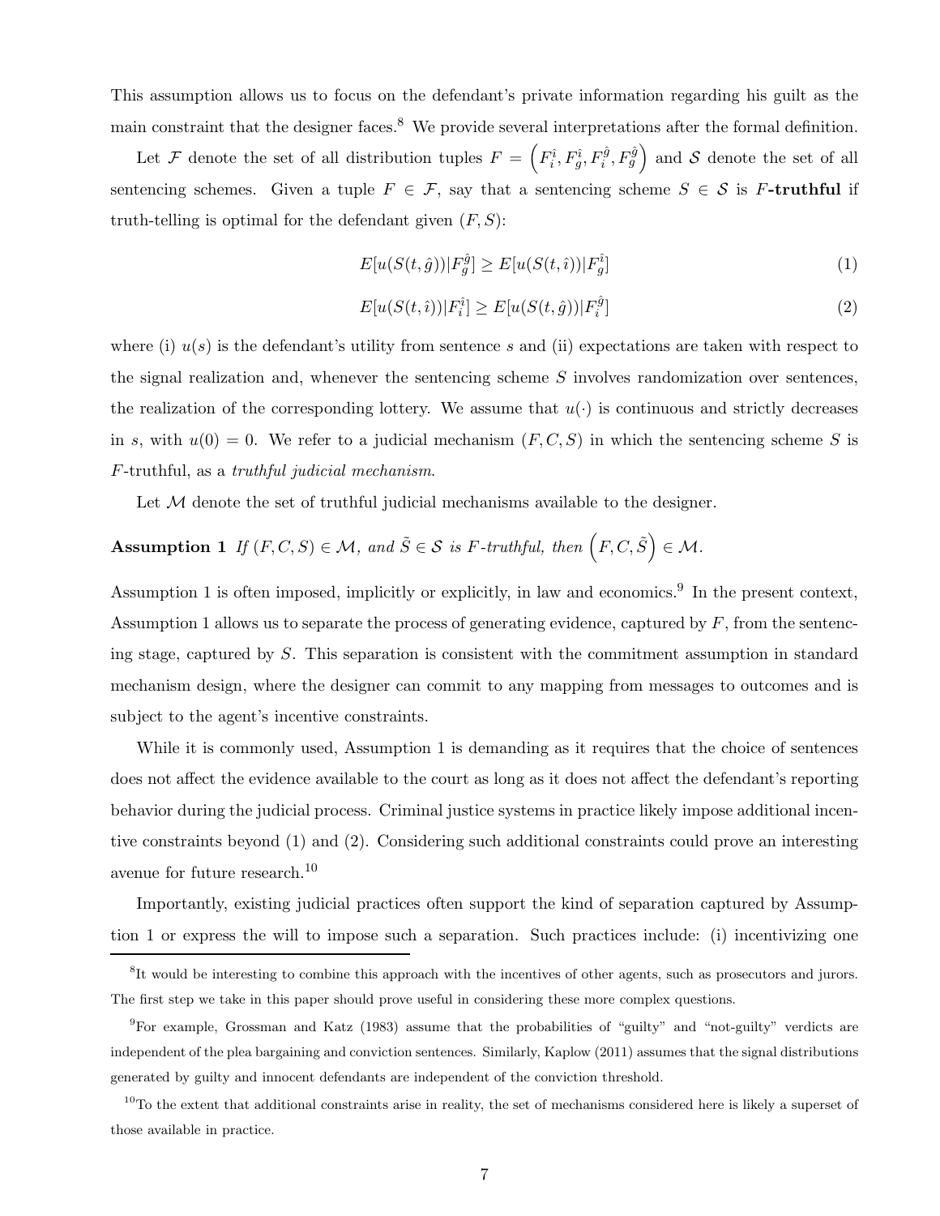This assumption allows us to focus on the defendant's private information regarding his guilt as the main constraint that the designer faces.[8] We provide several interpretations after the formal definition.

Let $\mathcal{F}$ denote the set of all distribution tuples $F = \left(F_i^{\hat{\imath}}, F_g^{\hat{\imath}}, F_i^{\hat{g}}, F_g^{\hat{g}}\right)$ and $\mathcal{S}$ denote the set of all sentencing schemes. Given a tuple $F \in \mathcal{F}$, say that a sentencing scheme $S \in \mathcal{S}$ is **$F$-truthful** if truth-telling is optimal for the defendant given $(F, S)$:

$$E[u(S(t,\hat{g}))|F_g^{\hat{g}}] \geq E[u(S(t,\hat{\imath}))|F_g^{\hat{\imath}}] \tag{1}$$

$$E[u(S(t,\hat{\imath}))|F_i^{\hat{\imath}}] \geq E[u(S(t,\hat{g}))|F_i^{\hat{g}}] \tag{2}$$

where (i) $u(s)$ is the defendant's utility from sentence $s$ and (ii) expectations are taken with respect to the signal realization and, whenever the sentencing scheme $S$ involves randomization over sentences, the realization of the corresponding lottery. We assume that $u(\cdot)$ is continuous and strictly decreases in $s$, with $u(0) = 0$. We refer to a judicial mechanism $(F, C, S)$ in which the sentencing scheme $S$ is $F$-truthful, as a *truthful judicial mechanism*.

Let $\mathcal{M}$ denote the set of truthful judicial mechanisms available to the designer.

**Assumption 1** *If $(F, C, S) \in \mathcal{M}$, and $\tilde{S} \in \mathcal{S}$ is $F$-truthful, then $\left(F, C, \tilde{S}\right) \in \mathcal{M}$.*

Assumption 1 is often imposed, implicitly or explicitly, in law and economics.[9] In the present context, Assumption 1 allows us to separate the process of generating evidence, captured by $F$, from the sentencing stage, captured by $S$. This separation is consistent with the commitment assumption in standard mechanism design, where the designer can commit to any mapping from messages to outcomes and is subject to the agent's incentive constraints.

While it is commonly used, Assumption 1 is demanding as it requires that the choice of sentences does not affect the evidence available to the court as long as it does not affect the defendant's reporting behavior during the judicial process. Criminal justice systems in practice likely impose additional incentive constraints beyond (1) and (2). Considering such additional constraints could prove an interesting avenue for future research.[10]

Importantly, existing judicial practices often support the kind of separation captured by Assumption 1 or express the will to impose such a separation. Such practices include: (i) incentivizing one

---

[8] It would be interesting to combine this approach with the incentives of other agents, such as prosecutors and jurors. The first step we take in this paper should prove useful in considering these more complex questions.

[9] For example, Grossman and Katz (1983) assume that the probabilities of "guilty" and "not-guilty" verdicts are independent of the plea bargaining and conviction sentences. Similarly, Kaplow (2011) assumes that the signal distributions generated by guilty and innocent defendants are independent of the conviction threshold.

[10] To the extent that additional constraints arise in reality, the set of mechanisms considered here is likely a superset of those available in practice.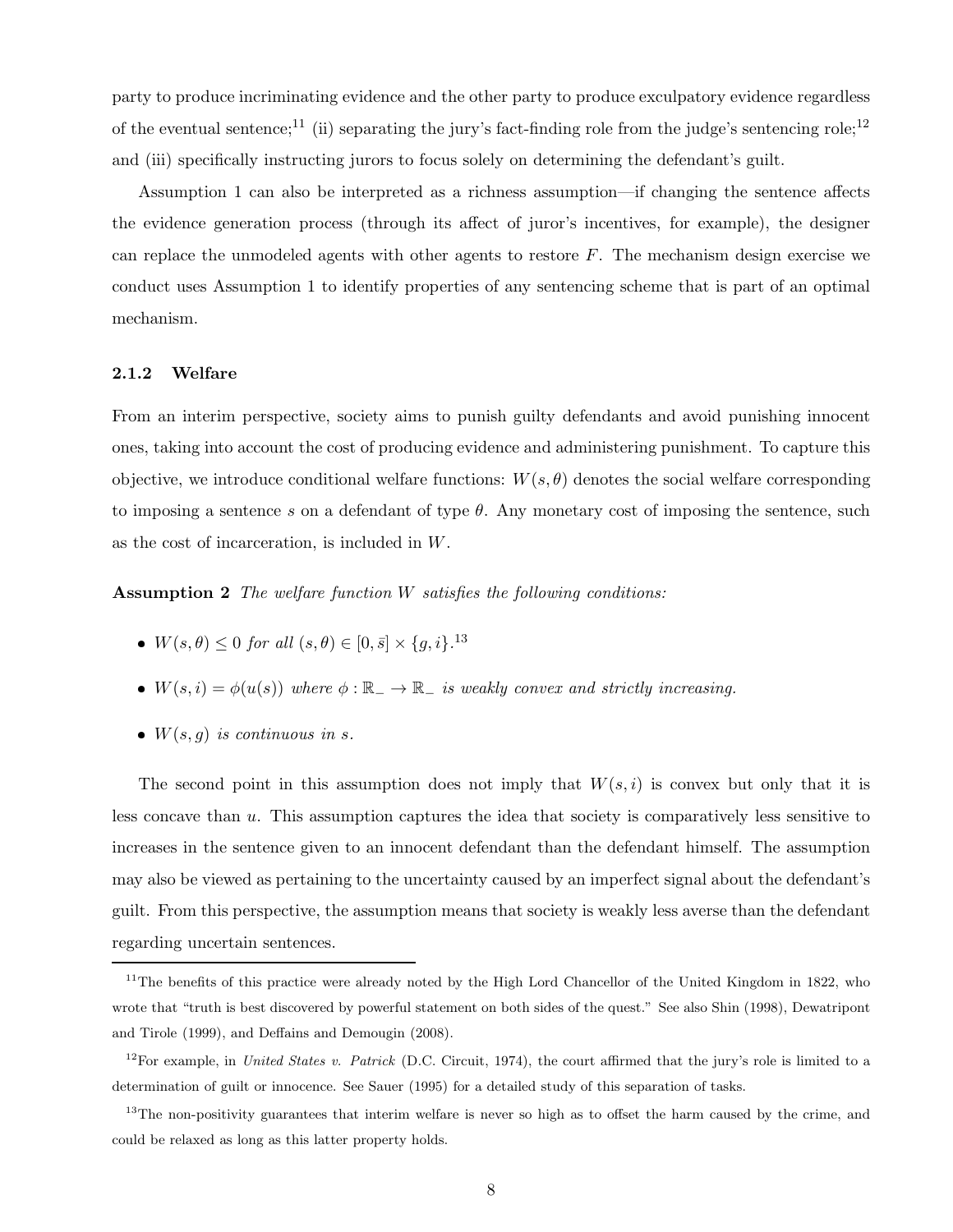party to produce incriminating evidence and the other party to produce exculpatory evidence regardless of the eventual sentence;[11] (ii) separating the jury's fact-finding role from the judge's sentencing role;[12] and (iii) specifically instructing jurors to focus solely on determining the defendant's guilt.

Assumption 1 can also be interpreted as a richness assumption—if changing the sentence affects the evidence generation process (through its affect of juror's incentives, for example), the designer can replace the unmodeled agents with other agents to restore $F$. The mechanism design exercise we conduct uses Assumption 1 to identify properties of any sentencing scheme that is part of an optimal mechanism.

### 2.1.2 Welfare

From an interim perspective, society aims to punish guilty defendants and avoid punishing innocent ones, taking into account the cost of producing evidence and administering punishment. To capture this objective, we introduce conditional welfare functions: $W(s, \theta)$ denotes the social welfare corresponding to imposing a sentence $s$ on a defendant of type $\theta$. Any monetary cost of imposing the sentence, such as the cost of incarceration, is included in $W$.

**Assumption 2** *The welfare function $W$ satisfies the following conditions:*

- $W(s, \theta) \leq 0$ *for all* $(s, \theta) \in [0, \bar{s}] \times \{g, i\}$.[13]
- $W(s, i) = \phi(u(s))$ *where* $\phi : \mathbb{R}_- \to \mathbb{R}_-$ *is weakly convex and strictly increasing.*
- $W(s, g)$ *is continuous in* $s$.

The second point in this assumption does not imply that $W(s, i)$ is convex but only that it is less concave than $u$. This assumption captures the idea that society is comparatively less sensitive to increases in the sentence given to an innocent defendant than the defendant himself. The assumption may also be viewed as pertaining to the uncertainty caused by an imperfect signal about the defendant's guilt. From this perspective, the assumption means that society is weakly less averse than the defendant regarding uncertain sentences.

---

[11] The benefits of this practice were already noted by the High Lord Chancellor of the United Kingdom in 1822, who wrote that "truth is best discovered by powerful statement on both sides of the quest." See also Shin (1998), Dewatripont and Tirole (1999), and Deffains and Demougin (2008).

[12] For example, in *United States v. Patrick* (D.C. Circuit, 1974), the court affirmed that the jury's role is limited to a determination of guilt or innocence. See Sauer (1995) for a detailed study of this separation of tasks.

[13] The non-positivity guarantees that interim welfare is never so high as to offset the harm caused by the crime, and could be relaxed as long as this latter property holds.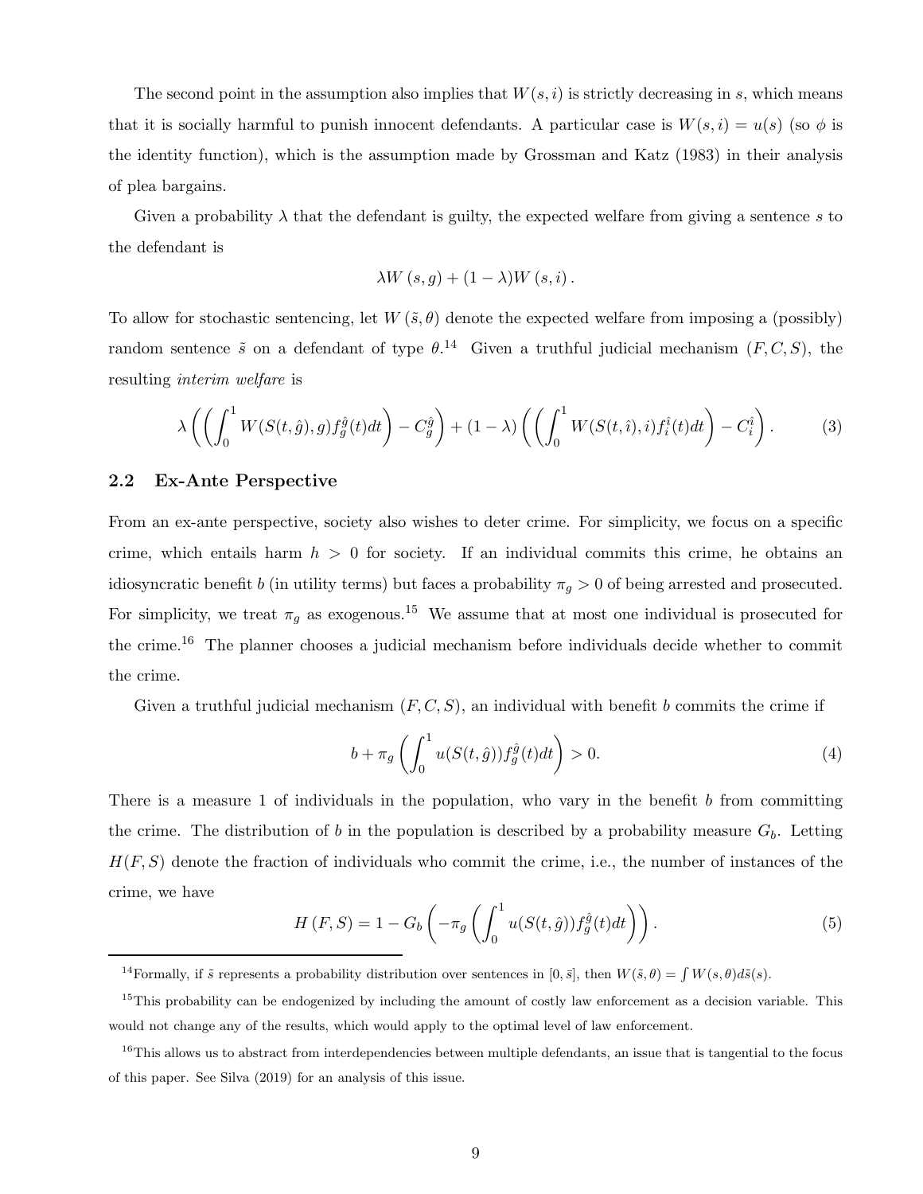The second point in the assumption also implies that $W(s,i)$ is strictly decreasing in $s$, which means that it is socially harmful to punish innocent defendants. A particular case is $W(s,i) = u(s)$ (so $\phi$ is the identity function), which is the assumption made by Grossman and Katz (1983) in their analysis of plea bargains.

Given a probability $\lambda$ that the defendant is guilty, the expected welfare from giving a sentence $s$ to the defendant is

$$\lambda W(s,g) + (1-\lambda)W(s,i).$$

To allow for stochastic sentencing, let $W(\tilde{s},\theta)$ denote the expected welfare from imposing a (possibly) random sentence $\tilde{s}$ on a defendant of type $\theta$.[14] Given a truthful judicial mechanism $(F,C,S)$, the resulting *interim welfare* is

$$\lambda\left(\left(\int_0^1 W(S(t,\hat{g}),g)f_g^{\hat{g}}(t)dt\right) - C_g^{\hat{g}}\right) + (1-\lambda)\left(\left(\int_0^1 W(S(t,\hat{\imath}),i)f_i^{\hat{\imath}}(t)dt\right) - C_i^{\hat{\imath}}\right). \tag{3}$$

## 2.2 Ex-Ante Perspective

From an ex-ante perspective, society also wishes to deter crime. For simplicity, we focus on a specific crime, which entails harm $h > 0$ for society. If an individual commits this crime, he obtains an idiosyncratic benefit $b$ (in utility terms) but faces a probability $\pi_g > 0$ of being arrested and prosecuted. For simplicity, we treat $\pi_g$ as exogenous.[15] We assume that at most one individual is prosecuted for the crime.[16] The planner chooses a judicial mechanism before individuals decide whether to commit the crime.

Given a truthful judicial mechanism $(F,C,S)$, an individual with benefit $b$ commits the crime if

$$b + \pi_g\left(\int_0^1 u(S(t,\hat{g}))f_g^{\hat{g}}(t)dt\right) > 0. \tag{4}$$

There is a measure 1 of individuals in the population, who vary in the benefit $b$ from committing the crime. The distribution of $b$ in the population is described by a probability measure $G_b$. Letting $H(F,S)$ denote the fraction of individuals who commit the crime, i.e., the number of instances of the crime, we have

$$H(F,S) = 1 - G_b\left(-\pi_g\left(\int_0^1 u(S(t,\hat{g}))f_g^{\hat{g}}(t)dt\right)\right). \tag{5}$$

---

[14] Formally, if $\tilde{s}$ represents a probability distribution over sentences in $[0,\bar{s}]$, then $W(\tilde{s},\theta) = \int W(s,\theta)d\tilde{s}(s)$.

[15] This probability can be endogenized by including the amount of costly law enforcement as a decision variable. This would not change any of the results, which would apply to the optimal level of law enforcement.

[16] This allows us to abstract from interdependencies between multiple defendants, an issue that is tangential to the focus of this paper. See Silva (2019) for an analysis of this issue.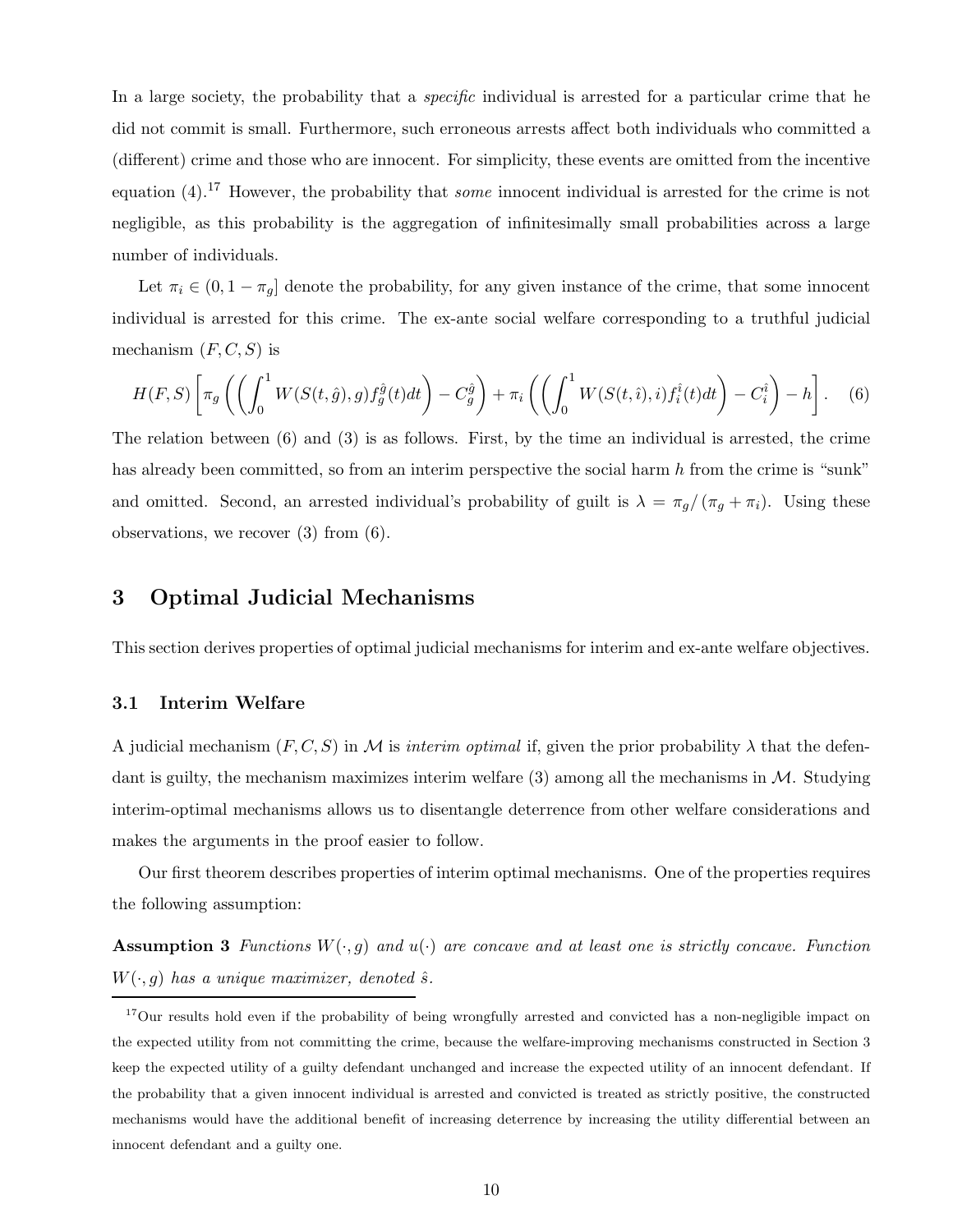In a large society, the probability that a *specific* individual is arrested for a particular crime that he did not commit is small. Furthermore, such erroneous arrests affect both individuals who committed a (different) crime and those who are innocent. For simplicity, these events are omitted from the incentive equation (4).[17] However, the probability that *some* innocent individual is arrested for the crime is not negligible, as this probability is the aggregation of infinitesimally small probabilities across a large number of individuals.

Let $\pi_i \in (0, 1 - \pi_g]$ denote the probability, for any given instance of the crime, that some innocent individual is arrested for this crime. The ex-ante social welfare corresponding to a truthful judicial mechanism $(F, C, S)$ is

$$H(F,S)\left[\pi_g\left(\left(\int_0^1 W(S(t,\hat{g}),g)f_g^{\hat{g}}(t)dt\right) - C_g^{\hat{g}}\right) + \pi_i\left(\left(\int_0^1 W(S(t,\hat{\imath}),i)f_i^{\hat{\imath}}(t)dt\right) - C_i^{\hat{\imath}}\right) - h\right]. \quad (6)$$

The relation between (6) and (3) is as follows. First, by the time an individual is arrested, the crime has already been committed, so from an interim perspective the social harm $h$ from the crime is "sunk" and omitted. Second, an arrested individual's probability of guilt is $\lambda = \pi_g/(\pi_g + \pi_i)$. Using these observations, we recover (3) from (6).

# 3 Optimal Judicial Mechanisms

This section derives properties of optimal judicial mechanisms for interim and ex-ante welfare objectives.

## 3.1 Interim Welfare

A judicial mechanism $(F, C, S)$ in $\mathcal{M}$ is *interim optimal* if, given the prior probability $\lambda$ that the defendant is guilty, the mechanism maximizes interim welfare (3) among all the mechanisms in $\mathcal{M}$. Studying interim-optimal mechanisms allows us to disentangle deterrence from other welfare considerations and makes the arguments in the proof easier to follow.

Our first theorem describes properties of interim optimal mechanisms. One of the properties requires the following assumption:

**Assumption 3** *Functions $W(\cdot, g)$ and $u(\cdot)$ are concave and at least one is strictly concave. Function $W(\cdot, g)$ has a unique maximizer, denoted $\hat{s}$.*

---

[17] Our results hold even if the probability of being wrongfully arrested and convicted has a non-negligible impact on the expected utility from not committing the crime, because the welfare-improving mechanisms constructed in Section 3 keep the expected utility of a guilty defendant unchanged and increase the expected utility of an innocent defendant. If the probability that a given innocent individual is arrested and convicted is treated as strictly positive, the constructed mechanisms would have the additional benefit of increasing deterrence by increasing the utility differential between an innocent defendant and a guilty one.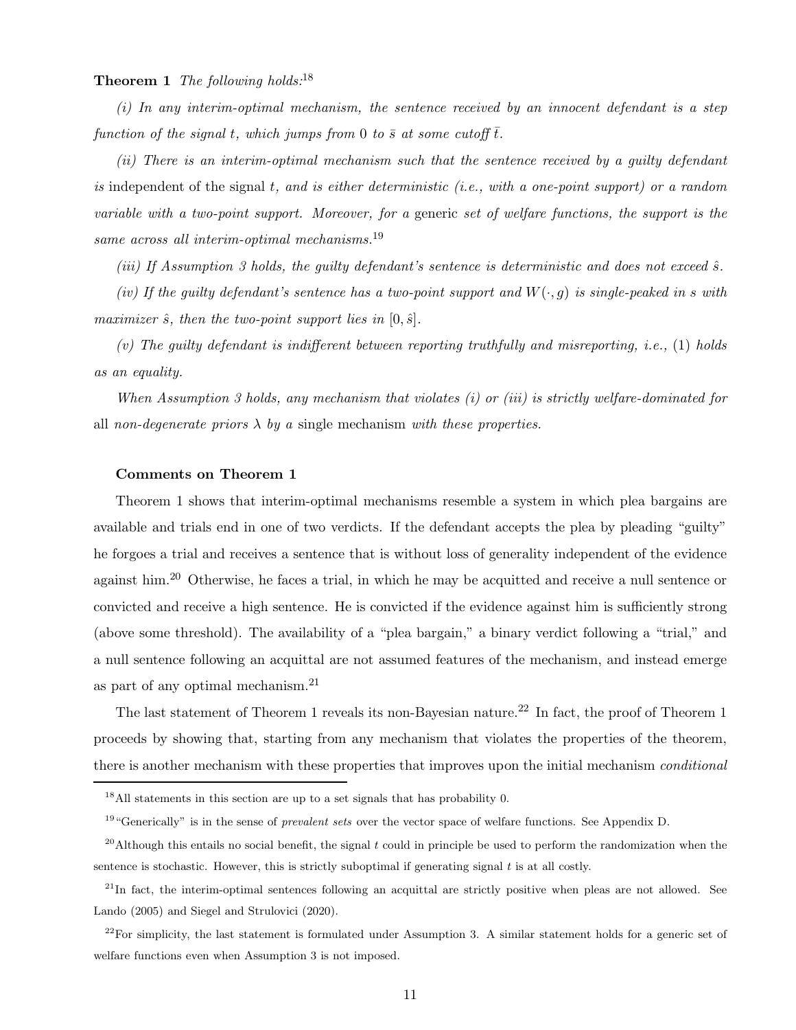**Theorem 1** *The following holds:*[18]

*(i) In any interim-optimal mechanism, the sentence received by an innocent defendant is a step function of the signal $t$, which jumps from 0 to $\bar{s}$ at some cutoff $\bar{t}$.*

*(ii) There is an interim-optimal mechanism such that the sentence received by a guilty defendant is* independent of the signal $t$, *and is either deterministic (i.e., with a one-point support) or a random variable with a two-point support. Moreover, for a* generic *set of welfare functions, the support is the same across all interim-optimal mechanisms.*[19]

*(iii) If Assumption 3 holds, the guilty defendant's sentence is deterministic and does not exceed $\hat{s}$.*

*(iv) If the guilty defendant's sentence has a two-point support and $W(\cdot, g)$ is single-peaked in $s$ with maximizer $\hat{s}$, then the two-point support lies in $[0, \hat{s}]$.*

*(v) The guilty defendant is indifferent between reporting truthfully and misreporting, i.e.,* (1) *holds as an equality.*

*When Assumption 3 holds, any mechanism that violates (i) or (iii) is strictly welfare-dominated for* all *non-degenerate priors $\lambda$ by a* single mechanism *with these properties.*

#### Comments on Theorem 1

Theorem 1 shows that interim-optimal mechanisms resemble a system in which plea bargains are available and trials end in one of two verdicts. If the defendant accepts the plea by pleading "guilty" he forgoes a trial and receives a sentence that is without loss of generality independent of the evidence against him.[20] Otherwise, he faces a trial, in which he may be acquitted and receive a null sentence or convicted and receive a high sentence. He is convicted if the evidence against him is sufficiently strong (above some threshold). The availability of a "plea bargain," a binary verdict following a "trial," and a null sentence following an acquittal are not assumed features of the mechanism, and instead emerge as part of any optimal mechanism.[21]

The last statement of Theorem 1 reveals its non-Bayesian nature.[22] In fact, the proof of Theorem 1 proceeds by showing that, starting from any mechanism that violates the properties of the theorem, there is another mechanism with these properties that improves upon the initial mechanism *conditional*

[18] All statements in this section are up to a set signals that has probability 0.

[19] "Generically" is in the sense of *prevalent sets* over the vector space of welfare functions. See Appendix D.

[20] Although this entails no social benefit, the signal $t$ could in principle be used to perform the randomization when the sentence is stochastic. However, this is strictly suboptimal if generating signal $t$ is at all costly.

[21] In fact, the interim-optimal sentences following an acquittal are strictly positive when pleas are not allowed. See Lando (2005) and Siegel and Strulovici (2020).

[22] For simplicity, the last statement is formulated under Assumption 3. A similar statement holds for a generic set of welfare functions even when Assumption 3 is not imposed.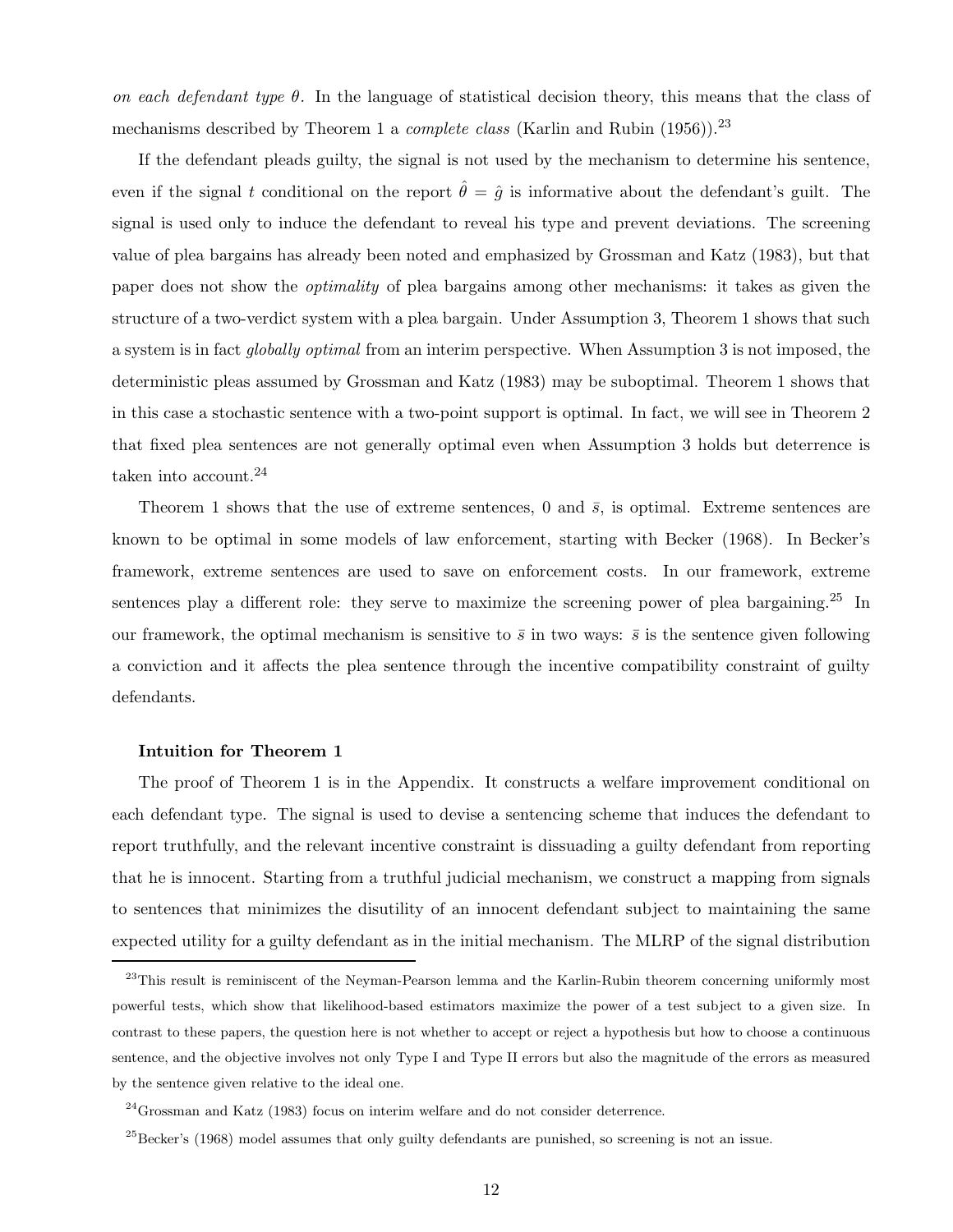*on each defendant type θ*. In the language of statistical decision theory, this means that the class of mechanisms described by Theorem 1 a *complete class* (Karlin and Rubin (1956)).[23]

If the defendant pleads guilty, the signal is not used by the mechanism to determine his sentence, even if the signal $t$ conditional on the report $\hat{\theta} = \hat{g}$ is informative about the defendant's guilt. The signal is used only to induce the defendant to reveal his type and prevent deviations. The screening value of plea bargains has already been noted and emphasized by Grossman and Katz (1983), but that paper does not show the *optimality* of plea bargains among other mechanisms: it takes as given the structure of a two-verdict system with a plea bargain. Under Assumption 3, Theorem 1 shows that such a system is in fact *globally optimal* from an interim perspective. When Assumption 3 is not imposed, the deterministic pleas assumed by Grossman and Katz (1983) may be suboptimal. Theorem 1 shows that in this case a stochastic sentence with a two-point support is optimal. In fact, we will see in Theorem 2 that fixed plea sentences are not generally optimal even when Assumption 3 holds but deterrence is taken into account.[24]

Theorem 1 shows that the use of extreme sentences, 0 and $\bar{s}$, is optimal. Extreme sentences are known to be optimal in some models of law enforcement, starting with Becker (1968). In Becker's framework, extreme sentences are used to save on enforcement costs. In our framework, extreme sentences play a different role: they serve to maximize the screening power of plea bargaining.[25] In our framework, the optimal mechanism is sensitive to $\bar{s}$ in two ways: $\bar{s}$ is the sentence given following a conviction and it affects the plea sentence through the incentive compatibility constraint of guilty defendants.

**Intuition for Theorem 1**

The proof of Theorem 1 is in the Appendix. It constructs a welfare improvement conditional on each defendant type. The signal is used to devise a sentencing scheme that induces the defendant to report truthfully, and the relevant incentive constraint is dissuading a guilty defendant from reporting that he is innocent. Starting from a truthful judicial mechanism, we construct a mapping from signals to sentences that minimizes the disutility of an innocent defendant subject to maintaining the same expected utility for a guilty defendant as in the initial mechanism. The MLRP of the signal distribution

[23] This result is reminiscent of the Neyman-Pearson lemma and the Karlin-Rubin theorem concerning uniformly most powerful tests, which show that likelihood-based estimators maximize the power of a test subject to a given size. In contrast to these papers, the question here is not whether to accept or reject a hypothesis but how to choose a continuous sentence, and the objective involves not only Type I and Type II errors but also the magnitude of the errors as measured by the sentence given relative to the ideal one.

[24] Grossman and Katz (1983) focus on interim welfare and do not consider deterrence.

[25] Becker's (1968) model assumes that only guilty defendants are punished, so screening is not an issue.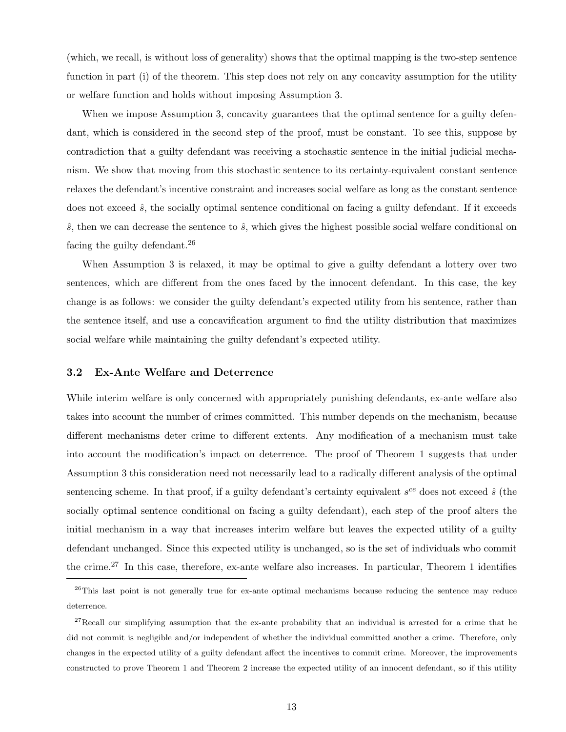(which, we recall, is without loss of generality) shows that the optimal mapping is the two-step sentence function in part (i) of the theorem. This step does not rely on any concavity assumption for the utility or welfare function and holds without imposing Assumption 3.

When we impose Assumption 3, concavity guarantees that the optimal sentence for a guilty defendant, which is considered in the second step of the proof, must be constant. To see this, suppose by contradiction that a guilty defendant was receiving a stochastic sentence in the initial judicial mechanism. We show that moving from this stochastic sentence to its certainty-equivalent constant sentence relaxes the defendant's incentive constraint and increases social welfare as long as the constant sentence does not exceed $\hat{s}$, the socially optimal sentence conditional on facing a guilty defendant. If it exceeds $\hat{s}$, then we can decrease the sentence to $\hat{s}$, which gives the highest possible social welfare conditional on facing the guilty defendant.[26]

When Assumption 3 is relaxed, it may be optimal to give a guilty defendant a lottery over two sentences, which are different from the ones faced by the innocent defendant. In this case, the key change is as follows: we consider the guilty defendant's expected utility from his sentence, rather than the sentence itself, and use a concavification argument to find the utility distribution that maximizes social welfare while maintaining the guilty defendant's expected utility.

### 3.2 Ex-Ante Welfare and Deterrence

While interim welfare is only concerned with appropriately punishing defendants, ex-ante welfare also takes into account the number of crimes committed. This number depends on the mechanism, because different mechanisms deter crime to different extents. Any modification of a mechanism must take into account the modification's impact on deterrence. The proof of Theorem 1 suggests that under Assumption 3 this consideration need not necessarily lead to a radically different analysis of the optimal sentencing scheme. In that proof, if a guilty defendant's certainty equivalent $s^{ce}$ does not exceed $\hat{s}$ (the socially optimal sentence conditional on facing a guilty defendant), each step of the proof alters the initial mechanism in a way that increases interim welfare but leaves the expected utility of a guilty defendant unchanged. Since this expected utility is unchanged, so is the set of individuals who commit the crime.[27] In this case, therefore, ex-ante welfare also increases. In particular, Theorem 1 identifies

[26] This last point is not generally true for ex-ante optimal mechanisms because reducing the sentence may reduce deterrence.

[27] Recall our simplifying assumption that the ex-ante probability that an individual is arrested for a crime that he did not commit is negligible and/or independent of whether the individual committed another a crime. Therefore, only changes in the expected utility of a guilty defendant affect the incentives to commit crime. Moreover, the improvements constructed to prove Theorem 1 and Theorem 2 increase the expected utility of an innocent defendant, so if this utility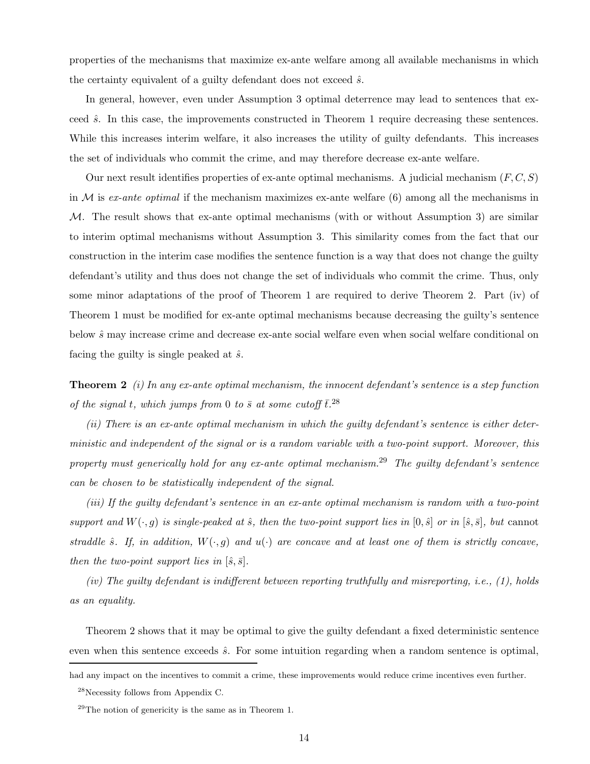properties of the mechanisms that maximize ex-ante welfare among all available mechanisms in which the certainty equivalent of a guilty defendant does not exceed $\hat{s}$.

In general, however, even under Assumption 3 optimal deterrence may lead to sentences that exceed $\hat{s}$. In this case, the improvements constructed in Theorem 1 require decreasing these sentences. While this increases interim welfare, it also increases the utility of guilty defendants. This increases the set of individuals who commit the crime, and may therefore decrease ex-ante welfare.

Our next result identifies properties of ex-ante optimal mechanisms. A judicial mechanism $(F, C, S)$ in $\mathcal{M}$ is *ex-ante optimal* if the mechanism maximizes ex-ante welfare (6) among all the mechanisms in $\mathcal{M}$. The result shows that ex-ante optimal mechanisms (with or without Assumption 3) are similar to interim optimal mechanisms without Assumption 3. This similarity comes from the fact that our construction in the interim case modifies the sentence function is a way that does not change the guilty defendant's utility and thus does not change the set of individuals who commit the crime. Thus, only some minor adaptations of the proof of Theorem 1 are required to derive Theorem 2. Part (iv) of Theorem 1 must be modified for ex-ante optimal mechanisms because decreasing the guilty's sentence below $\hat{s}$ may increase crime and decrease ex-ante social welfare even when social welfare conditional on facing the guilty is single peaked at $\hat{s}$.

**Theorem 2** *(i) In any ex-ante optimal mechanism, the innocent defendant's sentence is a step function of the signal $t$, which jumps from 0 to $\bar{s}$ at some cutoff $\bar{t}$.*[28]

*(ii) There is an ex-ante optimal mechanism in which the guilty defendant's sentence is either deterministic and independent of the signal or is a random variable with a two-point support. Moreover, this property must generically hold for any ex-ante optimal mechanism.*[29] *The guilty defendant's sentence can be chosen to be statistically independent of the signal.*

*(iii) If the guilty defendant's sentence in an ex-ante optimal mechanism is random with a two-point support and $W(\cdot, g)$ is single-peaked at $\hat{s}$, then the two-point support lies in $[0, \hat{s}]$ or in $[\hat{s}, \bar{s}]$, but* cannot *straddle $\hat{s}$. If, in addition, $W(\cdot, g)$ and $u(\cdot)$ are concave and at least one of them is strictly concave, then the two-point support lies in $[\hat{s}, \bar{s}]$.*

*(iv) The guilty defendant is indifferent between reporting truthfully and misreporting, i.e., (1), holds as an equality.*

Theorem 2 shows that it may be optimal to give the guilty defendant a fixed deterministic sentence even when this sentence exceeds $\hat{s}$. For some intuition regarding when a random sentence is optimal,

---

had any impact on the incentives to commit a crime, these improvements would reduce crime incentives even further.

[28] Necessity follows from Appendix C.

[29] The notion of genericity is the same as in Theorem 1.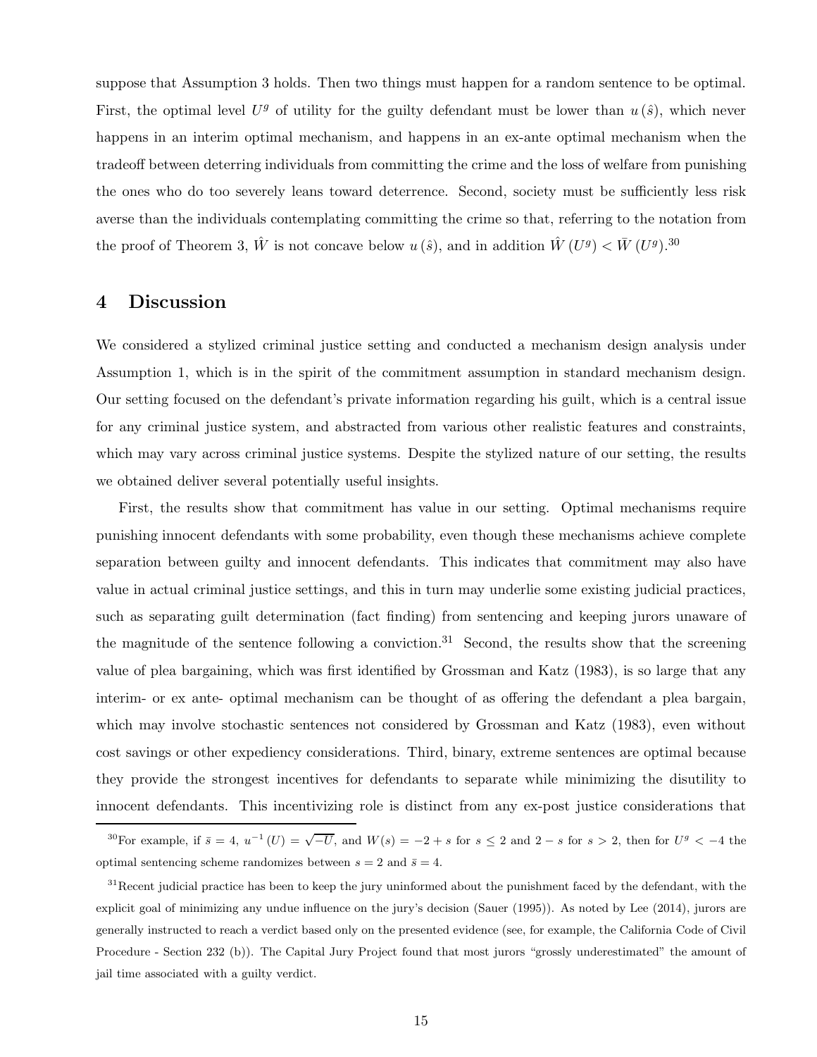suppose that Assumption 3 holds. Then two things must happen for a random sentence to be optimal. First, the optimal level $U^g$ of utility for the guilty defendant must be lower than $u(\hat{s})$, which never happens in an interim optimal mechanism, and happens in an ex-ante optimal mechanism when the tradeoff between deterring individuals from committing the crime and the loss of welfare from punishing the ones who do too severely leans toward deterrence. Second, society must be sufficiently less risk averse than the individuals contemplating committing the crime so that, referring to the notation from the proof of Theorem 3, $\hat{W}$ is not concave below $u(\hat{s})$, and in addition $\hat{W}(U^g) < \bar{W}(U^g)$.[30]

# 4 Discussion

We considered a stylized criminal justice setting and conducted a mechanism design analysis under Assumption 1, which is in the spirit of the commitment assumption in standard mechanism design. Our setting focused on the defendant's private information regarding his guilt, which is a central issue for any criminal justice system, and abstracted from various other realistic features and constraints, which may vary across criminal justice systems. Despite the stylized nature of our setting, the results we obtained deliver several potentially useful insights.

First, the results show that commitment has value in our setting. Optimal mechanisms require punishing innocent defendants with some probability, even though these mechanisms achieve complete separation between guilty and innocent defendants. This indicates that commitment may also have value in actual criminal justice settings, and this in turn may underlie some existing judicial practices, such as separating guilt determination (fact finding) from sentencing and keeping jurors unaware of the magnitude of the sentence following a conviction.[31] Second, the results show that the screening value of plea bargaining, which was first identified by Grossman and Katz (1983), is so large that any interim- or ex ante- optimal mechanism can be thought of as offering the defendant a plea bargain, which may involve stochastic sentences not considered by Grossman and Katz (1983), even without cost savings or other expediency considerations. Third, binary, extreme sentences are optimal because they provide the strongest incentives for defendants to separate while minimizing the disutility to innocent defendants. This incentivizing role is distinct from any ex-post justice considerations that

[30]For example, if $\bar{s} = 4$, $u^{-1}(U) = \sqrt{-U}$, and $W(s) = -2 + s$ for $s \leq 2$ and $2 - s$ for $s > 2$, then for $U^g < -4$ the optimal sentencing scheme randomizes between $s = 2$ and $\bar{s} = 4$.

[31]Recent judicial practice has been to keep the jury uninformed about the punishment faced by the defendant, with the explicit goal of minimizing any undue influence on the jury's decision (Sauer (1995)). As noted by Lee (2014), jurors are generally instructed to reach a verdict based only on the presented evidence (see, for example, the California Code of Civil Procedure - Section 232 (b)). The Capital Jury Project found that most jurors "grossly underestimated" the amount of jail time associated with a guilty verdict.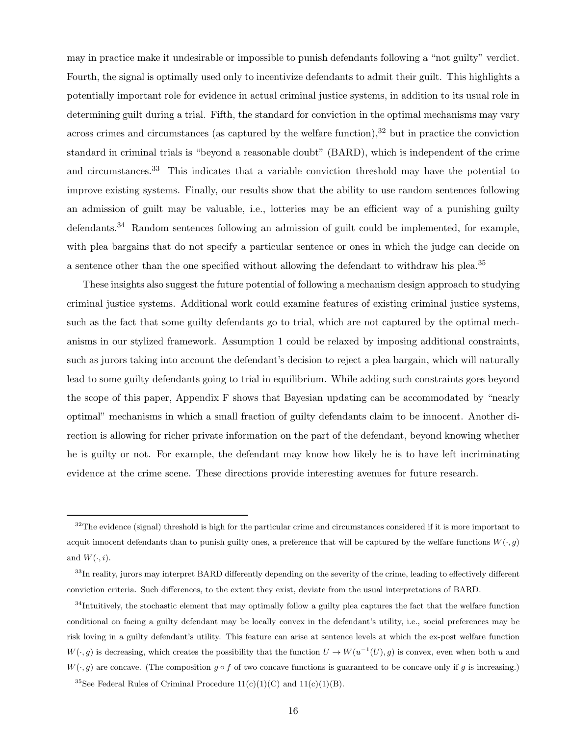may in practice make it undesirable or impossible to punish defendants following a "not guilty" verdict. Fourth, the signal is optimally used only to incentivize defendants to admit their guilt. This highlights a potentially important role for evidence in actual criminal justice systems, in addition to its usual role in determining guilt during a trial. Fifth, the standard for conviction in the optimal mechanisms may vary across crimes and circumstances (as captured by the welfare function),[32] but in practice the conviction standard in criminal trials is "beyond a reasonable doubt" (BARD), which is independent of the crime and circumstances.[33] This indicates that a variable conviction threshold may have the potential to improve existing systems. Finally, our results show that the ability to use random sentences following an admission of guilt may be valuable, i.e., lotteries may be an efficient way of a punishing guilty defendants.[34] Random sentences following an admission of guilt could be implemented, for example, with plea bargains that do not specify a particular sentence or ones in which the judge can decide on a sentence other than the one specified without allowing the defendant to withdraw his plea.[35]

These insights also suggest the future potential of following a mechanism design approach to studying criminal justice systems. Additional work could examine features of existing criminal justice systems, such as the fact that some guilty defendants go to trial, which are not captured by the optimal mechanisms in our stylized framework. Assumption 1 could be relaxed by imposing additional constraints, such as jurors taking into account the defendant's decision to reject a plea bargain, which will naturally lead to some guilty defendants going to trial in equilibrium. While adding such constraints goes beyond the scope of this paper, Appendix F shows that Bayesian updating can be accommodated by "nearly optimal" mechanisms in which a small fraction of guilty defendants claim to be innocent. Another direction is allowing for richer private information on the part of the defendant, beyond knowing whether he is guilty or not. For example, the defendant may know how likely he is to have left incriminating evidence at the crime scene. These directions provide interesting avenues for future research.

---

[32] The evidence (signal) threshold is high for the particular crime and circumstances considered if it is more important to acquit innocent defendants than to punish guilty ones, a preference that will be captured by the welfare functions $W(\cdot, g)$ and $W(\cdot, i)$.

[33] In reality, jurors may interpret BARD differently depending on the severity of the crime, leading to effectively different conviction criteria. Such differences, to the extent they exist, deviate from the usual interpretations of BARD.

[34] Intuitively, the stochastic element that may optimally follow a guilty plea captures the fact that the welfare function conditional on facing a guilty defendant may be locally convex in the defendant's utility, i.e., social preferences may be risk loving in a guilty defendant's utility. This feature can arise at sentence levels at which the ex-post welfare function $W(\cdot, g)$ is decreasing, which creates the possibility that the function $U \to W(u^{-1}(U), g)$ is convex, even when both $u$ and $W(\cdot, g)$ are concave. (The composition $g \circ f$ of two concave functions is guaranteed to be concave only if $g$ is increasing.)

[35] See Federal Rules of Criminal Procedure 11(c)(1)(C) and 11(c)(1)(B).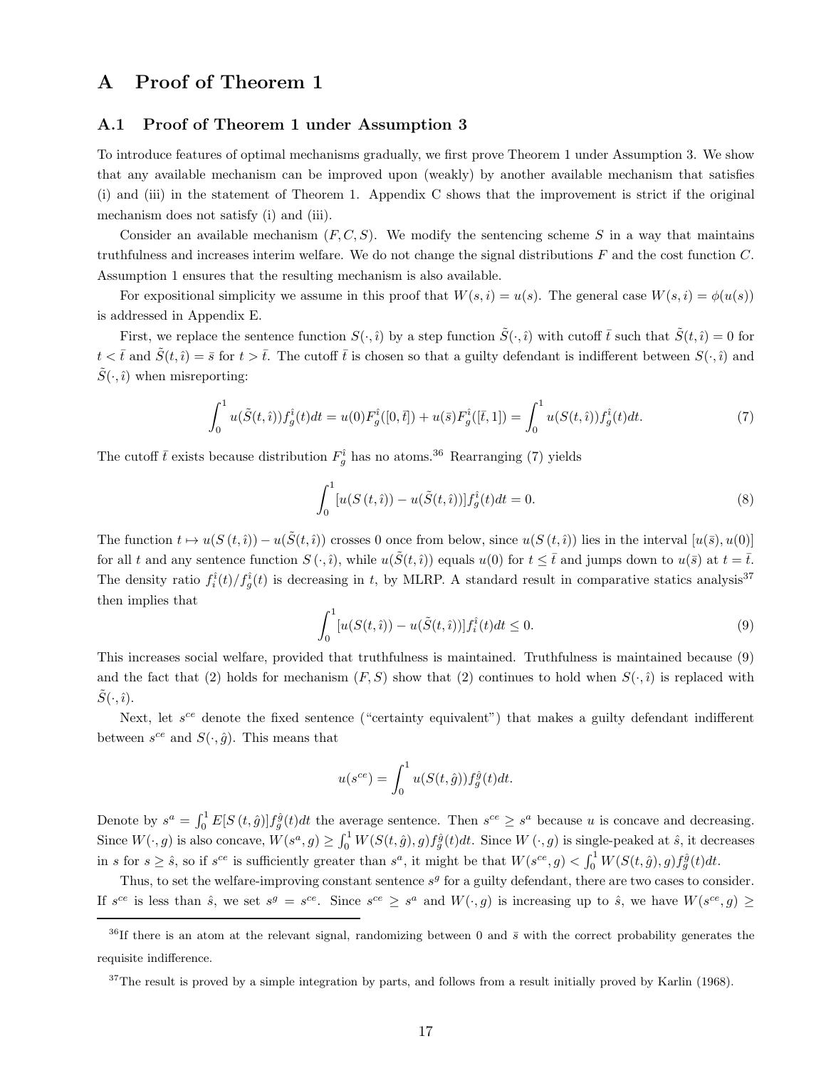# A Proof of Theorem 1

## A.1 Proof of Theorem 1 under Assumption 3

To introduce features of optimal mechanisms gradually, we first prove Theorem 1 under Assumption 3. We show that any available mechanism can be improved upon (weakly) by another available mechanism that satisfies (i) and (iii) in the statement of Theorem 1. Appendix C shows that the improvement is strict if the original mechanism does not satisfy (i) and (iii).

Consider an available mechanism $(F, C, S)$. We modify the sentencing scheme $S$ in a way that maintains truthfulness and increases interim welfare. We do not change the signal distributions $F$ and the cost function $C$. Assumption 1 ensures that the resulting mechanism is also available.

For expositional simplicity we assume in this proof that $W(s, i) = u(s)$. The general case $W(s, i) = \phi(u(s))$ is addressed in Appendix E.

First, we replace the sentence function $S(\cdot, \hat{\imath})$ by a step function $\tilde{S}(\cdot, \hat{\imath})$ with cutoff $\bar{t}$ such that $\tilde{S}(t, \hat{\imath}) = 0$ for $t < \bar{t}$ and $\tilde{S}(t, \hat{\imath}) = \bar{s}$ for $t > \bar{t}$. The cutoff $\bar{t}$ is chosen so that a guilty defendant is indifferent between $S(\cdot, \hat{\imath})$ and $\tilde{S}(\cdot, \hat{\imath})$ when misreporting:

$$\int_0^1 u(\tilde{S}(t, \hat{\imath})) f_g^{\hat{\imath}}(t) dt = u(0) F_g^{\hat{\imath}}([0, \bar{t}]) + u(\bar{s}) F_g^{\hat{\imath}}([\bar{t}, 1]) = \int_0^1 u(S(t, \hat{\imath})) f_g^{\hat{\imath}}(t) dt. \tag{7}$$

The cutoff $\bar{t}$ exists because distribution $F_g^{\hat{\imath}}$ has no atoms.[36] Rearranging (7) yields

$$\int_0^1 [u(S(t, \hat{\imath})) - u(\tilde{S}(t, \hat{\imath}))] f_g^{\hat{\imath}}(t) dt = 0. \tag{8}$$

The function $t \mapsto u(S(t, \hat{\imath})) - u(\tilde{S}(t, \hat{\imath}))$ crosses 0 once from below, since $u(S(t, \hat{\imath}))$ lies in the interval $[u(\bar{s}), u(0)]$ for all $t$ and any sentence function $S(\cdot, \hat{\imath})$, while $u(\tilde{S}(t, \hat{\imath}))$ equals $u(0)$ for $t \leq \bar{t}$ and jumps down to $u(\bar{s})$ at $t = \bar{t}$. The density ratio $f_i^{\hat{\imath}}(t)/f_g^{\hat{\imath}}(t)$ is decreasing in $t$, by MLRP. A standard result in comparative statics analysis[37] then implies that

$$\int_0^1 [u(S(t, \hat{\imath})) - u(\tilde{S}(t, \hat{\imath}))] f_i^{\hat{\imath}}(t) dt \leq 0. \tag{9}$$

This increases social welfare, provided that truthfulness is maintained. Truthfulness is maintained because (9) and the fact that (2) holds for mechanism $(F, S)$ show that (2) continues to hold when $S(\cdot, \hat{\imath})$ is replaced with $\tilde{S}(\cdot, \hat{\imath})$.

Next, let $s^{ce}$ denote the fixed sentence ("certainty equivalent") that makes a guilty defendant indifferent between $s^{ce}$ and $S(\cdot, \hat{g})$. This means that

$$u(s^{ce}) = \int_0^1 u(S(t, \hat{g})) f_g^{\hat{g}}(t) dt.$$

Denote by $s^a = \int_0^1 E[S(t, \hat{g})] f_g^{\hat{g}}(t) dt$ the average sentence. Then $s^{ce} \geq s^a$ because $u$ is concave and decreasing. Since $W(\cdot, g)$ is also concave, $W(s^a, g) \geq \int_0^1 W(S(t, \hat{g}), g) f_g^{\hat{g}}(t) dt$. Since $W(\cdot, g)$ is single-peaked at $\hat{s}$, it decreases in $s$ for $s \geq \hat{s}$, so if $s^{ce}$ is sufficiently greater than $s^a$, it might be that $W(s^{ce}, g) < \int_0^1 W(S(t, \hat{g}), g) f_g^{\hat{g}}(t) dt$.

Thus, to set the welfare-improving constant sentence $s^g$ for a guilty defendant, there are two cases to consider. If $s^{ce}$ is less than $\hat{s}$, we set $s^g = s^{ce}$. Since $s^{ce} \geq s^a$ and $W(\cdot, g)$ is increasing up to $\hat{s}$, we have $W(s^{ce}, g) \geq$

---

[36] If there is an atom at the relevant signal, randomizing between 0 and $\bar{s}$ with the correct probability generates the requisite indifference.

[37] The result is proved by a simple integration by parts, and follows from a result initially proved by Karlin (1968).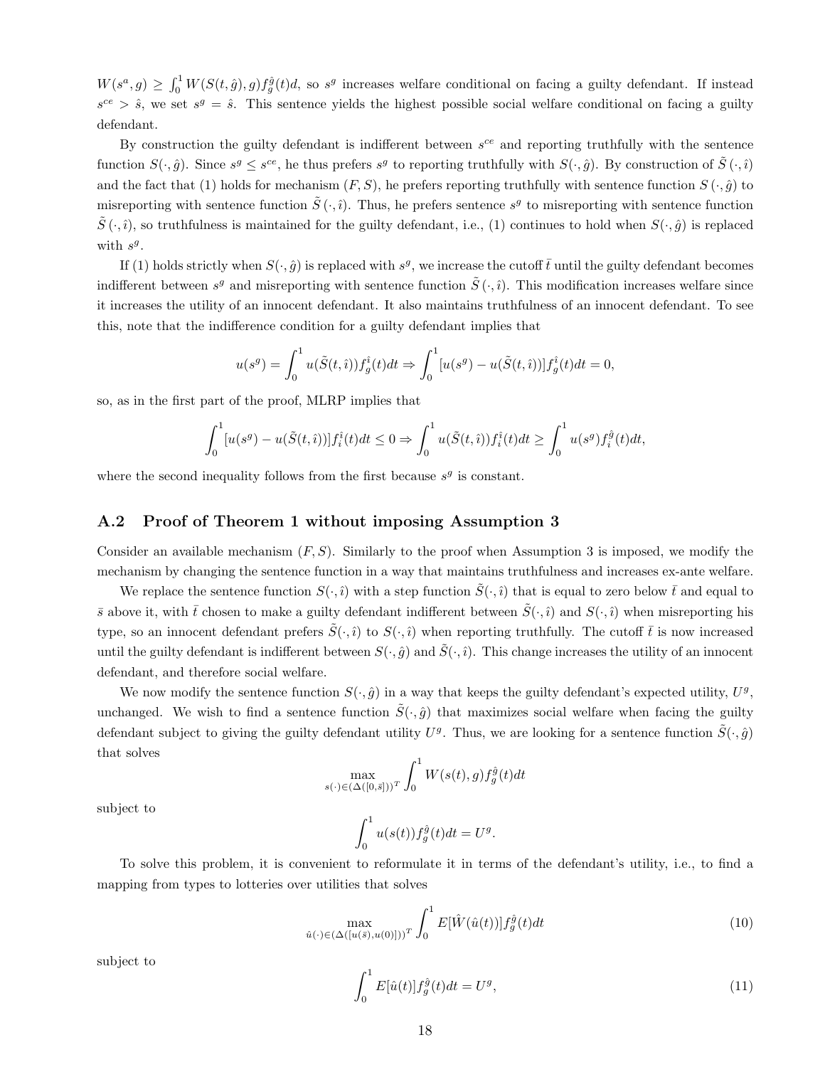$W(s^a, g) \geq \int_0^1 W(S(t,\hat{g}), g) f_g^{\hat{g}}(t) d$, so $s^g$ increases welfare conditional on facing a guilty defendant. If instead $s^{ce} > \hat{s}$, we set $s^g = \hat{s}$. This sentence yields the highest possible social welfare conditional on facing a guilty defendant.

By construction the guilty defendant is indifferent between $s^{ce}$ and reporting truthfully with the sentence function $S(\cdot, \hat{g})$. Since $s^g \leq s^{ce}$, he thus prefers $s^g$ to reporting truthfully with $S(\cdot, \hat{g})$. By construction of $\tilde{S}(\cdot, \hat{\imath})$ and the fact that (1) holds for mechanism $(F, S)$, he prefers reporting truthfully with sentence function $S(\cdot, \hat{g})$ to misreporting with sentence function $\tilde{S}(\cdot, \hat{\imath})$. Thus, he prefers sentence $s^g$ to misreporting with sentence function $\tilde{S}(\cdot, \hat{\imath})$, so truthfulness is maintained for the guilty defendant, i.e., (1) continues to hold when $S(\cdot, \hat{g})$ is replaced with $s^g$.

If (1) holds strictly when $S(\cdot, \hat{g})$ is replaced with $s^g$, we increase the cutoff $\bar{t}$ until the guilty defendant becomes indifferent between $s^g$ and misreporting with sentence function $\tilde{S}(\cdot, \hat{\imath})$. This modification increases welfare since it increases the utility of an innocent defendant. It also maintains truthfulness of an innocent defendant. To see this, note that the indifference condition for a guilty defendant implies that

$$u(s^g) = \int_0^1 u(\tilde{S}(t, \hat{\imath})) f_g^{\hat{\imath}}(t) dt \Rightarrow \int_0^1 [u(s^g) - u(\tilde{S}(t, \hat{\imath}))] f_g^{\hat{\imath}}(t) dt = 0,$$

so, as in the first part of the proof, MLRP implies that

$$\int_0^1 [u(s^g) - u(\tilde{S}(t, \hat{\imath}))] f_i^{\hat{\imath}}(t) dt \leq 0 \Rightarrow \int_0^1 u(\tilde{S}(t, \hat{\imath})) f_i^{\hat{\imath}}(t) dt \geq \int_0^1 u(s^g) f_i^{\hat{g}}(t) dt,$$

where the second inequality follows from the first because $s^g$ is constant.

## A.2 Proof of Theorem 1 without imposing Assumption 3

Consider an available mechanism $(F, S)$. Similarly to the proof when Assumption 3 is imposed, we modify the mechanism by changing the sentence function in a way that maintains truthfulness and increases ex-ante welfare.

We replace the sentence function $S(\cdot, \hat{\imath})$ with a step function $\tilde{S}(\cdot, \hat{\imath})$ that is equal to zero below $\bar{t}$ and equal to $\bar{s}$ above it, with $\bar{t}$ chosen to make a guilty defendant indifferent between $\tilde{S}(\cdot, \hat{\imath})$ and $S(\cdot, \hat{\imath})$ when misreporting his type, so an innocent defendant prefers $\tilde{S}(\cdot, \hat{\imath})$ to $S(\cdot, \hat{\imath})$ when reporting truthfully. The cutoff $\bar{t}$ is now increased until the guilty defendant is indifferent between $S(\cdot, \hat{g})$ and $\tilde{S}(\cdot, \hat{\imath})$. This change increases the utility of an innocent defendant, and therefore social welfare.

We now modify the sentence function $S(\cdot, \hat{g})$ in a way that keeps the guilty defendant's expected utility, $U^g$, unchanged. We wish to find a sentence function $\tilde{S}(\cdot, \hat{g})$ that maximizes social welfare when facing the guilty defendant subject to giving the guilty defendant utility $U^g$. Thus, we are looking for a sentence function $\tilde{S}(\cdot, \hat{g})$ that solves

$$\max_{s(\cdot) \in (\Delta([0, \bar{s}]))^T} \int_0^1 W(s(t), g) f_g^{\hat{g}}(t) dt$$

subject to

$$\int_0^1 u(s(t)) f_g^{\hat{g}}(t) dt = U^g.$$

To solve this problem, it is convenient to reformulate it in terms of the defendant's utility, i.e., to find a mapping from types to lotteries over utilities that solves

$$\max_{\hat{u}(\cdot) \in (\Delta([u(\bar{s}), u(0)]))^T} \int_0^1 E[\hat{W}(\hat{u}(t))] f_g^{\hat{g}}(t) dt \tag{10}$$

subject to

$$\int_0^1 E[\hat{u}(t)] f_g^{\hat{g}}(t) dt = U^g, \tag{11}$$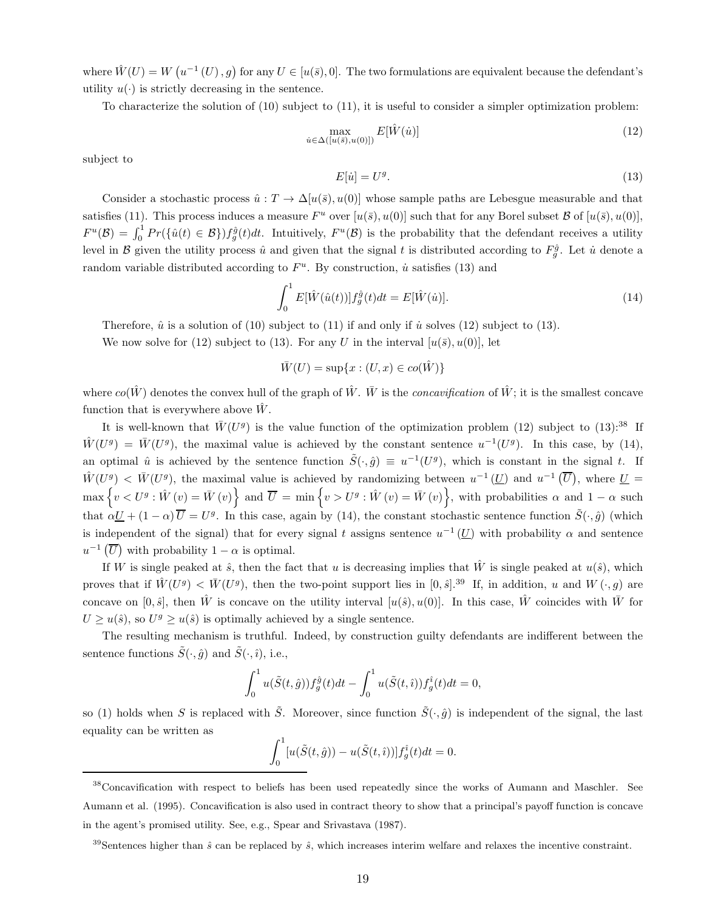where $\hat{W}(U) = W\left(u^{-1}(U), g\right)$ for any $U \in [u(\bar{s}), 0]$. The two formulations are equivalent because the defendant's utility $u(\cdot)$ is strictly decreasing in the sentence.

To characterize the solution of (10) subject to (11), it is useful to consider a simpler optimization problem:

$$\max_{\dot{u} \in \Delta([u(\bar{s}), u(0)])} E[\hat{W}(\dot{u})] \tag{12}$$

subject to

$$E[\dot{u}] = U^g. \tag{13}$$

Consider a stochastic process $\hat{u} : T \to \Delta[u(\bar{s}), u(0)]$ whose sample paths are Lebesgue measurable and that satisfies (11). This process induces a measure $F^u$ over $[u(\bar{s}), u(0)]$ such that for any Borel subset $\mathcal{B}$ of $[u(\bar{s}), u(0)]$, $F^u(\mathcal{B}) = \int_0^1 Pr(\{\hat{u}(t) \in \mathcal{B}\}) f_g^{\hat{g}}(t)dt$. Intuitively, $F^u(\mathcal{B})$ is the probability that the defendant receives a utility level in $\mathcal{B}$ given the utility process $\hat{u}$ and given that the signal $t$ is distributed according to $F_g^{\hat{g}}$. Let $\dot{u}$ denote a random variable distributed according to $F^u$. By construction, $\dot{u}$ satisfies (13) and

$$\int_0^1 E[\hat{W}(\hat{u}(t))] f_g^{\hat{g}}(t)dt = E[\hat{W}(\dot{u})]. \tag{14}$$

Therefore, $\hat{u}$ is a solution of (10) subject to (11) if and only if $\dot{u}$ solves (12) subject to (13).

We now solve for (12) subject to (13). For any $U$ in the interval $[u(\bar{s}), u(0)]$, let

$$\bar{W}(U) = \sup\{x : (U, x) \in co(\hat{W})\}$$

where $co(\hat{W})$ denotes the convex hull of the graph of $\hat{W}$. $\bar{W}$ is the *concavification* of $\hat{W}$; it is the smallest concave function that is everywhere above $\hat{W}$.

It is well-known that $\bar{W}(U^g)$ is the value function of the optimization problem (12) subject to (13):[38] If $\hat{W}(U^g) = \bar{W}(U^g)$, the maximal value is achieved by the constant sentence $u^{-1}(U^g)$. In this case, by (14), an optimal $\hat{u}$ is achieved by the sentence function $\tilde{S}(\cdot, \hat{g}) \equiv u^{-1}(U^g)$, which is constant in the signal $t$. If $\hat{W}(U^g) < \bar{W}(U^g)$, the maximal value is achieved by randomizing between $u^{-1}\left(\underline{U}\right)$ and $u^{-1}\left(\overline{U}\right)$, where $\underline{U} = \max\left\{v < U^g : \hat{W}(v) = \bar{W}(v)\right\}$ and $\overline{U} = \min\left\{v > U^g : \hat{W}(v) = \bar{W}(v)\right\}$, with probabilities $\alpha$ and $1 - \alpha$ such that $\alpha\underline{U} + (1-\alpha)\overline{U} = U^g$. In this case, again by (14), the constant stochastic sentence function $\tilde{S}(\cdot, \hat{g})$ (which is independent of the signal) that for every signal $t$ assigns sentence $u^{-1}\left(\underline{U}\right)$ with probability $\alpha$ and sentence $u^{-1}\left(\overline{U}\right)$ with probability $1 - \alpha$ is optimal.

If $W$ is single peaked at $\hat{s}$, then the fact that $u$ is decreasing implies that $\hat{W}$ is single peaked at $u(\hat{s})$, which proves that if $\hat{W}(U^g) < \bar{W}(U^g)$, then the two-point support lies in $[0, \hat{s}]$.[39] If, in addition, $u$ and $W(\cdot, g)$ are concave on $[0, \hat{s}]$, then $\hat{W}$ is concave on the utility interval $[u(\hat{s}), u(0)]$. In this case, $\hat{W}$ coincides with $\bar{W}$ for $U \geq u(\hat{s})$, so $U^g \geq u(\hat{s})$ is optimally achieved by a single sentence.

The resulting mechanism is truthful. Indeed, by construction guilty defendants are indifferent between the sentence functions $\tilde{S}(\cdot, \hat{g})$ and $\tilde{S}(\cdot, \hat{\imath})$, i.e.,

$$\int_0^1 u(\tilde{S}(t, \hat{g})) f_g^{\hat{g}}(t)dt - \int_0^1 u(\tilde{S}(t, \hat{\imath})) f_g^{\hat{\imath}}(t)dt = 0,$$

so (1) holds when $S$ is replaced with $\tilde{S}$. Moreover, since function $\tilde{S}(\cdot, \hat{g})$ is independent of the signal, the last equality can be written as

$$\int_0^1 [u(\tilde{S}(t, \hat{g})) - u(\tilde{S}(t, \hat{\imath}))] f_g^{\hat{\imath}}(t)dt = 0.$$

---

[38] Concavification with respect to beliefs has been used repeatedly since the works of Aumann and Maschler. See Aumann et al. (1995). Concavification is also used in contract theory to show that a principal's payoff function is concave in the agent's promised utility. See, e.g., Spear and Srivastava (1987).

[39] Sentences higher than $\hat{s}$ can be replaced by $\hat{s}$, which increases interim welfare and relaxes the incentive constraint.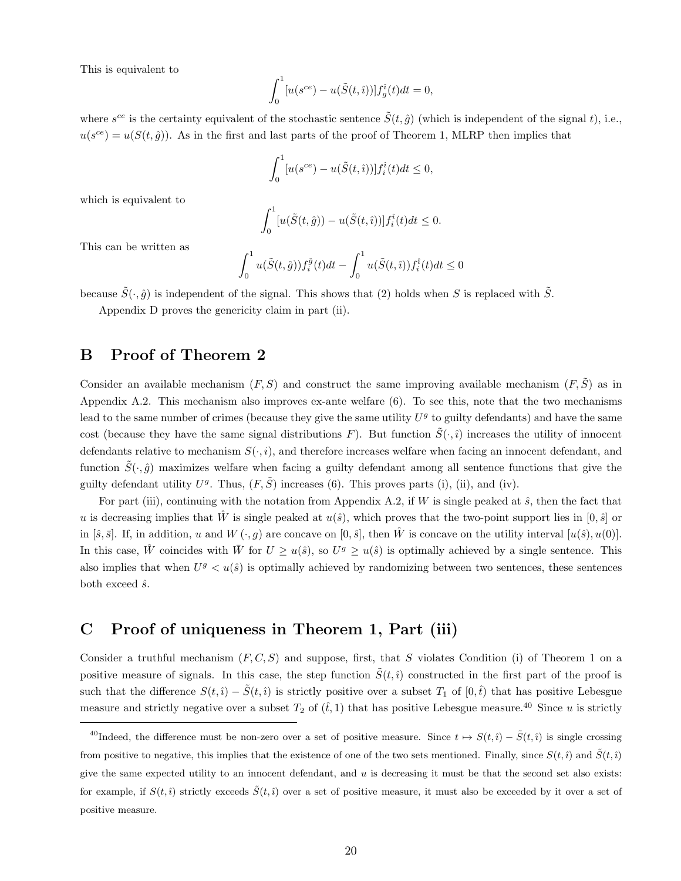This is equivalent to

$$\int_0^1 [u(s^{ce}) - u(\tilde{S}(t,\hat{\imath}))] f_g^{\hat{\imath}}(t) dt = 0,$$

where $s^{ce}$ is the certainty equivalent of the stochastic sentence $\tilde{S}(t,\hat{g})$ (which is independent of the signal $t$), i.e., $u(s^{ce}) = u(S(t,\hat{g}))$. As in the first and last parts of the proof of Theorem 1, MLRP then implies that

$$\int_0^1 [u(s^{ce}) - u(\tilde{S}(t,\hat{\imath}))] f_i^{\hat{\imath}}(t) dt \leq 0,$$

which is equivalent to

$$\int_0^1 [u(\tilde{S}(t,\hat{g})) - u(\tilde{S}(t,\hat{\imath}))] f_i^{\hat{\imath}}(t) dt \leq 0.$$

This can be written as

$$\int_0^1 u(\tilde{S}(t,\hat{g})) f_i^{\hat{g}}(t) dt - \int_0^1 u(\tilde{S}(t,\hat{\imath})) f_i^{\hat{\imath}}(t) dt \leq 0$$

because $\tilde{S}(\cdot,\hat{g})$ is independent of the signal. This shows that (2) holds when $S$ is replaced with $\tilde{S}$.

Appendix D proves the genericity claim in part (ii).

# B Proof of Theorem 2

Consider an available mechanism $(F, S)$ and construct the same improving available mechanism $(F, \tilde{S})$ as in Appendix A.2. This mechanism also improves ex-ante welfare (6). To see this, note that the two mechanisms lead to the same number of crimes (because they give the same utility $U^g$ to guilty defendants) and have the same cost (because they have the same signal distributions $F$). But function $\tilde{S}(\cdot,\hat{\imath})$ increases the utility of innocent defendants relative to mechanism $S(\cdot,i)$, and therefore increases welfare when facing an innocent defendant, and function $\tilde{S}(\cdot,\hat{g})$ maximizes welfare when facing a guilty defendant among all sentence functions that give the guilty defendant utility $U^g$. Thus, $(F, \tilde{S})$ increases (6). This proves parts (i), (ii), and (iv).

For part (iii), continuing with the notation from Appendix A.2, if $W$ is single peaked at $\hat{s}$, then the fact that $u$ is decreasing implies that $\hat{W}$ is single peaked at $u(\hat{s})$, which proves that the two-point support lies in $[0, \hat{s}]$ or in $[\hat{s}, \bar{s}]$. If, in addition, $u$ and $W(\cdot, g)$ are concave on $[0, \hat{s}]$, then $\hat{W}$ is concave on the utility interval $[u(\hat{s}), u(0)]$. In this case, $\hat{W}$ coincides with $\bar{W}$ for $U \geq u(\hat{s})$, so $U^g \geq u(\hat{s})$ is optimally achieved by a single sentence. This also implies that when $U^g < u(\hat{s})$ is optimally achieved by randomizing between two sentences, these sentences both exceed $\hat{s}$.

# C Proof of uniqueness in Theorem 1, Part (iii)

Consider a truthful mechanism $(F, C, S)$ and suppose, first, that $S$ violates Condition (i) of Theorem 1 on a positive measure of signals. In this case, the step function $\tilde{S}(t,\hat{\imath})$ constructed in the first part of the proof is such that the difference $S(t,\hat{\imath}) - \tilde{S}(t,\hat{\imath})$ is strictly positive over a subset $T_1$ of $[0,\hat{t})$ that has positive Lebesgue measure and strictly negative over a subset $T_2$ of $(\hat{t}, 1)$ that has positive Lebesgue measure.[40] Since $u$ is strictly

[40] Indeed, the difference must be non-zero over a set of positive measure. Since $t \mapsto S(t,\hat{\imath}) - \tilde{S}(t,\hat{\imath})$ is single crossing from positive to negative, this implies that the existence of one of the two sets mentioned. Finally, since $S(t,\hat{\imath})$ and $\tilde{S}(t,\hat{\imath})$ give the same expected utility to an innocent defendant, and $u$ is decreasing it must be that the second set also exists: for example, if $S(t,\hat{\imath})$ strictly exceeds $\tilde{S}(t,\hat{\imath})$ over a set of positive measure, it must also be exceeded by it over a set of positive measure.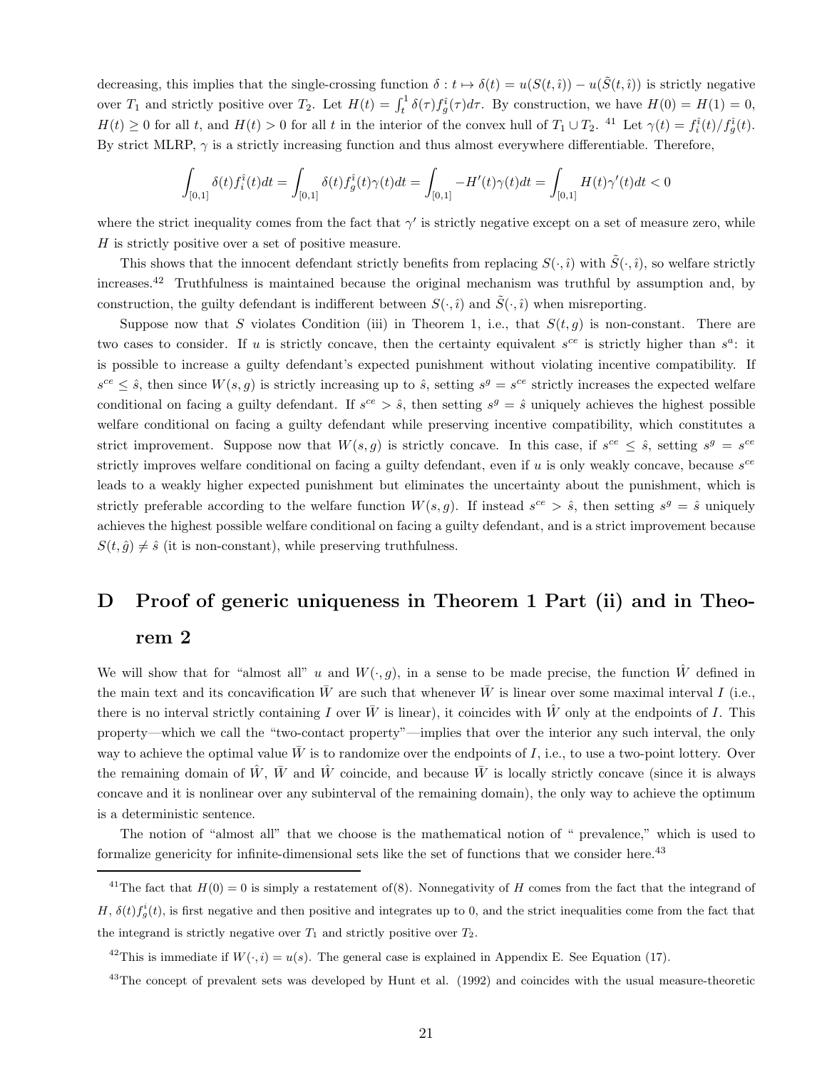decreasing, this implies that the single-crossing function $\delta : t \mapsto \delta(t) = u(S(t, \hat{\imath})) - u(\tilde{S}(t, \hat{\imath}))$ is strictly negative over $T_1$ and strictly positive over $T_2$. Let $H(t) = \int_t^1 \delta(\tau) f_g^{\hat{\imath}}(\tau) d\tau$. By construction, we have $H(0) = H(1) = 0$, $H(t) \geq 0$ for all $t$, and $H(t) > 0$ for all $t$ in the interior of the convex hull of $T_1 \cup T_2$. [41] Let $\gamma(t) = f_i^{\hat{\imath}}(t)/f_g^{\hat{\imath}}(t)$. By strict MLRP, $\gamma$ is a strictly increasing function and thus almost everywhere differentiable. Therefore,

$$\int_{[0,1]} \delta(t) f_i^{\hat{\imath}}(t) dt = \int_{[0,1]} \delta(t) f_g^{\hat{\imath}}(t) \gamma(t) dt = \int_{[0,1]} -H'(t)\gamma(t) dt = \int_{[0,1]} H(t)\gamma'(t) dt < 0$$

where the strict inequality comes from the fact that $\gamma'$ is strictly negative except on a set of measure zero, while $H$ is strictly positive over a set of positive measure.

This shows that the innocent defendant strictly benefits from replacing $S(\cdot, \hat{\imath})$ with $\tilde{S}(\cdot, \hat{\imath})$, so welfare strictly increases.[42] Truthfulness is maintained because the original mechanism was truthful by assumption and, by construction, the guilty defendant is indifferent between $S(\cdot, \hat{\imath})$ and $\tilde{S}(\cdot, \hat{\imath})$ when misreporting.

Suppose now that $S$ violates Condition (iii) in Theorem 1, i.e., that $S(t, g)$ is non-constant. There are two cases to consider. If $u$ is strictly concave, then the certainty equivalent $s^{ce}$ is strictly higher than $s^a$: it is possible to increase a guilty defendant's expected punishment without violating incentive compatibility. If $s^{ce} \leq \hat{s}$, then since $W(s, g)$ is strictly increasing up to $\hat{s}$, setting $s^g = s^{ce}$ strictly increases the expected welfare conditional on facing a guilty defendant. If $s^{ce} > \hat{s}$, then setting $s^g = \hat{s}$ uniquely achieves the highest possible welfare conditional on facing a guilty defendant while preserving incentive compatibility, which constitutes a strict improvement. Suppose now that $W(s, g)$ is strictly concave. In this case, if $s^{ce} \leq \hat{s}$, setting $s^g = s^{ce}$ strictly improves welfare conditional on facing a guilty defendant, even if $u$ is only weakly concave, because $s^{ce}$ leads to a weakly higher expected punishment but eliminates the uncertainty about the punishment, which is strictly preferable according to the welfare function $W(s, g)$. If instead $s^{ce} > \hat{s}$, then setting $s^g = \hat{s}$ uniquely achieves the highest possible welfare conditional on facing a guilty defendant, and is a strict improvement because $S(t, \hat{g}) \neq \hat{s}$ (it is non-constant), while preserving truthfulness.

# D Proof of generic uniqueness in Theorem 1 Part (ii) and in Theorem 2

We will show that for "almost all" $u$ and $W(\cdot, g)$, in a sense to be made precise, the function $\hat{W}$ defined in the main text and its concavification $\bar{W}$ are such that whenever $\bar{W}$ is linear over some maximal interval $I$ (i.e., there is no interval strictly containing $I$ over $\bar{W}$ is linear), it coincides with $\hat{W}$ only at the endpoints of $I$. This property—which we call the "two-contact property"—implies that over the interior any such interval, the only way to achieve the optimal value $\bar{W}$ is to randomize over the endpoints of $I$, i.e., to use a two-point lottery. Over the remaining domain of $\hat{W}$, $\bar{W}$ and $\hat{W}$ coincide, and because $\bar{W}$ is locally strictly concave (since it is always concave and it is nonlinear over any subinterval of the remaining domain), the only way to achieve the optimum is a deterministic sentence.

The notion of "almost all" that we choose is the mathematical notion of " prevalence," which is used to formalize genericity for infinite-dimensional sets like the set of functions that we consider here.[43]

---

[41] The fact that $H(0) = 0$ is simply a restatement of(8). Nonnegativity of $H$ comes from the fact that the integrand of $H$, $\delta(t) f_g^i(t)$, is first negative and then positive and integrates up to 0, and the strict inequalities come from the fact that the integrand is strictly negative over $T_1$ and strictly positive over $T_2$.

[42] This is immediate if $W(\cdot, i) = u(s)$. The general case is explained in Appendix E. See Equation (17).

[43] The concept of prevalent sets was developed by Hunt et al. (1992) and coincides with the usual measure-theoretic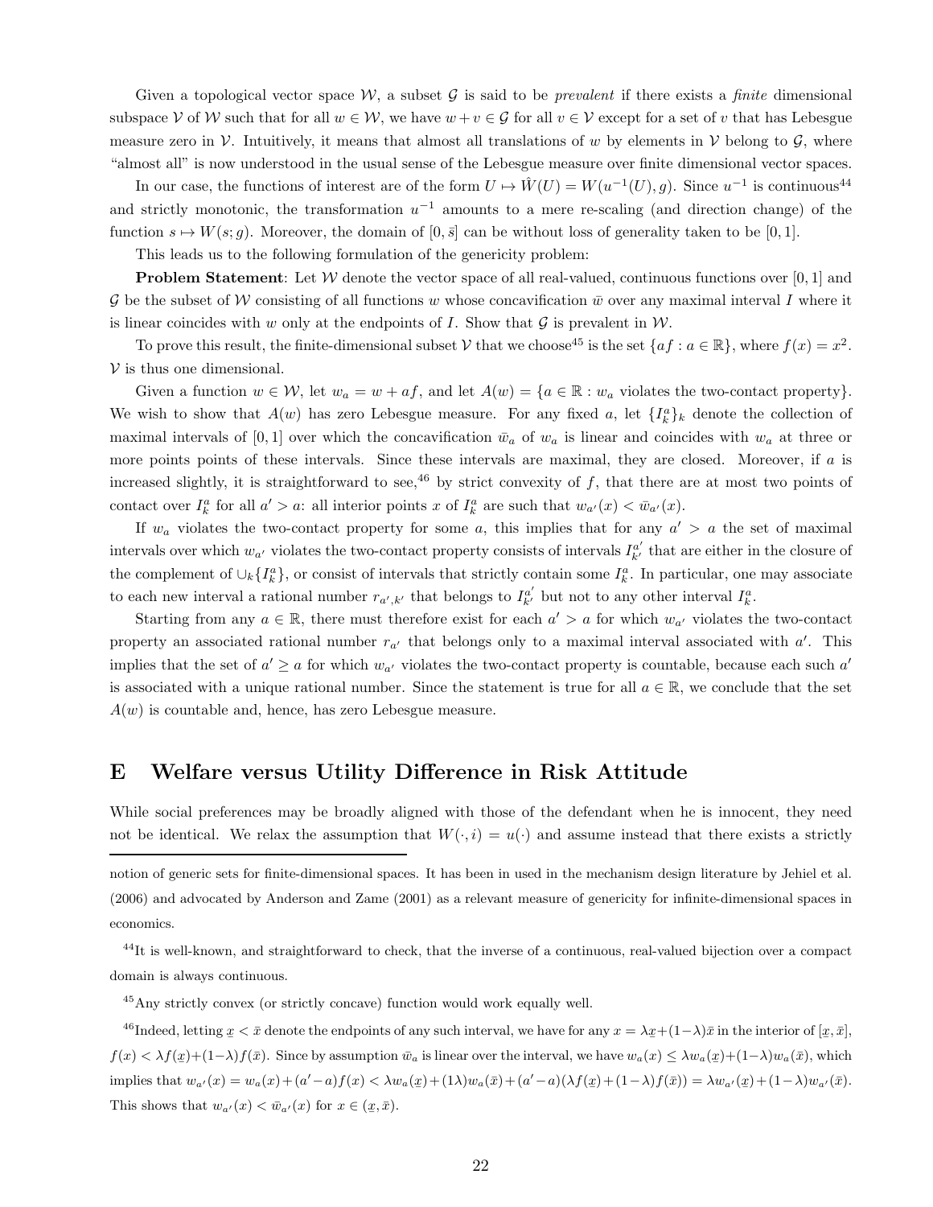Given a topological vector space $\mathcal{W}$, a subset $\mathcal{G}$ is said to be *prevalent* if there exists a *finite* dimensional subspace $\mathcal{V}$ of $\mathcal{W}$ such that for all $w \in \mathcal{W}$, we have $w + v \in \mathcal{G}$ for all $v \in \mathcal{V}$ except for a set of $v$ that has Lebesgue measure zero in $\mathcal{V}$. Intuitively, it means that almost all translations of $w$ by elements in $\mathcal{V}$ belong to $\mathcal{G}$, where "almost all" is now understood in the usual sense of the Lebesgue measure over finite dimensional vector spaces.

In our case, the functions of interest are of the form $U \mapsto \hat{W}(U) = W(u^{-1}(U), g)$. Since $u^{-1}$ is continuous[44] and strictly monotonic, the transformation $u^{-1}$ amounts to a mere re-scaling (and direction change) of the function $s \mapsto W(s; g)$. Moreover, the domain of $[0, \bar{s}]$ can be without loss of generality taken to be $[0, 1]$.

This leads us to the following formulation of the genericity problem:

**Problem Statement**: Let $\mathcal{W}$ denote the vector space of all real-valued, continuous functions over $[0, 1]$ and $\mathcal{G}$ be the subset of $\mathcal{W}$ consisting of all functions $w$ whose concavification $\bar{w}$ over any maximal interval $I$ where it is linear coincides with $w$ only at the endpoints of $I$. Show that $\mathcal{G}$ is prevalent in $\mathcal{W}$.

To prove this result, the finite-dimensional subset $\mathcal{V}$ that we choose[45] is the set $\{af : a \in \mathbb{R}\}$, where $f(x) = x^2$. $\mathcal{V}$ is thus one dimensional.

Given a function $w \in \mathcal{W}$, let $w_a = w + af$, and let $A(w) = \{a \in \mathbb{R} : w_a \text{ violates the two-contact property}\}$. We wish to show that $A(w)$ has zero Lebesgue measure. For any fixed $a$, let $\{I_k^a\}_k$ denote the collection of maximal intervals of $[0, 1]$ over which the concavification $\bar{w}_a$ of $w_a$ is linear and coincides with $w_a$ at three or more points points of these intervals. Since these intervals are maximal, they are closed. Moreover, if $a$ is increased slightly, it is straightforward to see,[46] by strict convexity of $f$, that there are at most two points of contact over $I_k^a$ for all $a' > a$: all interior points $x$ of $I_k^a$ are such that $w_{a'}(x) < \bar{w}_{a'}(x)$.

If $w_a$ violates the two-contact property for some $a$, this implies that for any $a' > a$ the set of maximal intervals over which $w_{a'}$ violates the two-contact property consists of intervals $I_{k'}^{a'}$ that are either in the closure of the complement of $\cup_k \{I_k^a\}$, or consist of intervals that strictly contain some $I_k^a$. In particular, one may associate to each new interval a rational number $r_{a',k'}$ that belongs to $I_{k'}^{a'}$ but not to any other interval $I_k^a$.

Starting from any $a \in \mathbb{R}$, there must therefore exist for each $a' > a$ for which $w_{a'}$ violates the two-contact property an associated rational number $r_{a'}$ that belongs only to a maximal interval associated with $a'$. This implies that the set of $a' \geq a$ for which $w_{a'}$ violates the two-contact property is countable, because each such $a'$ is associated with a unique rational number. Since the statement is true for all $a \in \mathbb{R}$, we conclude that the set $A(w)$ is countable and, hence, has zero Lebesgue measure.

# E Welfare versus Utility Difference in Risk Attitude

While social preferences may be broadly aligned with those of the defendant when he is innocent, they need not be identical. We relax the assumption that $W(\cdot, i) = u(\cdot)$ and assume instead that there exists a strictly

---

notion of generic sets for finite-dimensional spaces. It has been in used in the mechanism design literature by Jehiel et al. (2006) and advocated by Anderson and Zame (2001) as a relevant measure of genericity for infinite-dimensional spaces in economics.

[44] It is well-known, and straightforward to check, that the inverse of a continuous, real-valued bijection over a compact domain is always continuous.

[45] Any strictly convex (or strictly concave) function would work equally well.

[46] Indeed, letting $\underline{x} < \bar{x}$ denote the endpoints of any such interval, we have for any $x = \lambda\underline{x} + (1-\lambda)\bar{x}$ in the interior of $[\underline{x}, \bar{x}]$, $f(x) < \lambda f(\underline{x}) + (1-\lambda) f(\bar{x})$. Since by assumption $\bar{w}_a$ is linear over the interval, we have $w_a(x) \leq \lambda w_a(\underline{x}) + (1-\lambda) w_a(\bar{x})$, which implies that $w_{a'}(x) = w_a(x) + (a'-a)f(x) < \lambda w_a(\underline{x}) + (1\lambda) w_a(\bar{x}) + (a'-a)(\lambda f(\underline{x}) + (1-\lambda) f(\bar{x})) = \lambda w_{a'}(\underline{x}) + (1-\lambda) w_{a'}(\bar{x})$. This shows that $w_{a'}(x) < \bar{w}_{a'}(x)$ for $x \in (\underline{x}, \bar{x})$.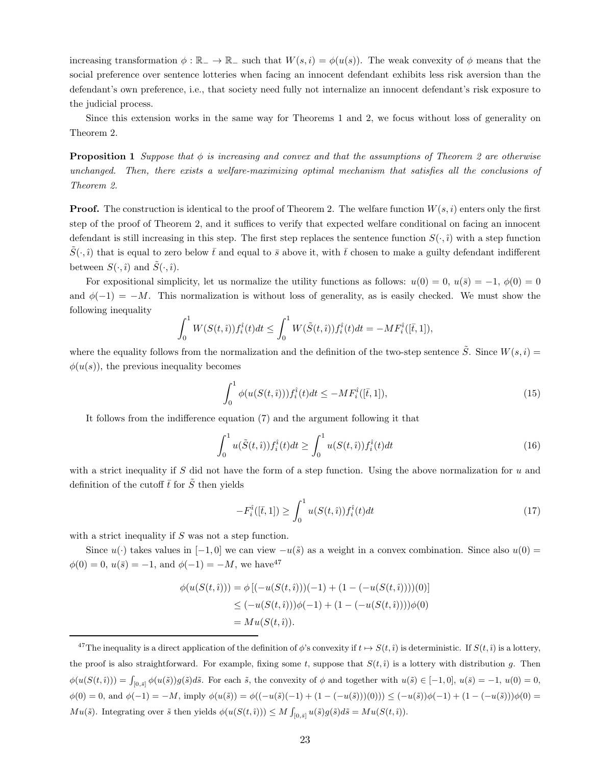increasing transformation $\phi : \mathbb{R}_- \to \mathbb{R}_-$ such that $W(s,i) = \phi(u(s))$. The weak convexity of $\phi$ means that the social preference over sentence lotteries when facing an innocent defendant exhibits less risk aversion than the defendant's own preference, i.e., that society need fully not internalize an innocent defendant's risk exposure to the judicial process.

Since this extension works in the same way for Theorems 1 and 2, we focus without loss of generality on Theorem 2.

**Proposition 1** *Suppose that $\phi$ is increasing and convex and that the assumptions of Theorem 2 are otherwise unchanged. Then, there exists a welfare-maximizing optimal mechanism that satisfies all the conclusions of Theorem 2.*

**Proof.** The construction is identical to the proof of Theorem 2. The welfare function $W(s,i)$ enters only the first step of the proof of Theorem 2, and it suffices to verify that expected welfare conditional on facing an innocent defendant is still increasing in this step. The first step replaces the sentence function $S(\cdot,\hat{\imath})$ with a step function $\tilde{S}(\cdot,\hat{\imath})$ that is equal to zero below $\bar{t}$ and equal to $\bar{s}$ above it, with $\bar{t}$ chosen to make a guilty defendant indifferent between $S(\cdot,\hat{\imath})$ and $\tilde{S}(\cdot,\hat{\imath})$.

For expositional simplicity, let us normalize the utility functions as follows: $u(0) = 0$, $u(\bar{s}) = -1$, $\phi(0) = 0$ and $\phi(-1) = -M$. This normalization is without loss of generality, as is easily checked. We must show the following inequality

$$\int_0^1 W(S(t,\hat{\imath}))f_i^{\hat{\imath}}(t)dt \leq \int_0^1 W(\tilde{S}(t,\hat{\imath}))f_i^{\hat{\imath}}(t)dt = -MF_i^{\hat{\imath}}([\bar{t},1]),$$

where the equality follows from the normalization and the definition of the two-step sentence $\tilde{S}$. Since $W(s,i) = \phi(u(s))$, the previous inequality becomes

$$\int_0^1 \phi(u(S(t,\hat{\imath})))f_i^{\hat{\imath}}(t)dt \leq -MF_i^{\hat{\imath}}([\bar{t},1]), \tag{15}$$

It follows from the indifference equation (7) and the argument following it that

$$\int_0^1 u(\tilde{S}(t,\hat{\imath}))f_i^{\hat{\imath}}(t)dt \geq \int_0^1 u(S(t,\hat{\imath}))f_i^{\hat{\imath}}(t)dt \tag{16}$$

with a strict inequality if $S$ did not have the form of a step function. Using the above normalization for $u$ and definition of the cutoff $\bar{t}$ for $\tilde{S}$ then yields

$$-F_i^{\hat{\imath}}([\bar{t},1]) \geq \int_0^1 u(S(t,\hat{\imath}))f_i^{\hat{\imath}}(t)dt \tag{17}$$

with a strict inequality if $S$ was not a step function.

Since $u(\cdot)$ takes values in $[-1,0]$ we can view $-u(\tilde{s})$ as a weight in a convex combination. Since also $u(0) = \phi(0) = 0$, $u(\bar{s}) = -1$, and $\phi(-1) = -M$, we have[47]

$$\begin{aligned}
\phi(u(S(t,\hat{\imath}))) &= \phi\left[(-u(S(t,\hat{\imath})))(-1) + (1-(-u(S(t,\hat{\imath}))))(0)\right] \\
&\leq (-u(S(t,\hat{\imath})))\phi(-1) + (1-(-u(S(t,\hat{\imath}))))\phi(0) \\
&= Mu(S(t,\hat{\imath})).
\end{aligned}$$

---

[47] The inequality is a direct application of the definition of $\phi$'s convexity if $t \mapsto S(t,\hat{\imath})$ is deterministic. If $S(t,\hat{\imath})$ is a lottery, the proof is also straightforward. For example, fixing some $t$, suppose that $S(t,\hat{\imath})$ is a lottery with distribution $g$. Then $\phi(u(S(t,\hat{\imath}))) = \int_{[0,\bar{s}]} \phi(u(\tilde{s}))g(\tilde{s})d\tilde{s}$. For each $\tilde{s}$, the convexity of $\phi$ and together with $u(\tilde{s}) \in [-1,0]$, $u(\bar{s}) = -1$, $u(0) = 0$, $\phi(0) = 0$, and $\phi(-1) = -M$, imply $\phi(u(\tilde{s})) = \phi((-u(\tilde{s})(-1) + (1-(-u(\tilde{s})))(0)) \leq (-u(\tilde{s}))\phi(-1) + (1-(-u(\tilde{s})))\phi(0) = Mu(\tilde{s})$. Integrating over $\tilde{s}$ then yields $\phi(u(S(t,\hat{\imath}))) \leq M\int_{[0,\bar{s}]} u(\tilde{s})g(\tilde{s})d\tilde{s} = Mu(S(t,\hat{\imath}))$.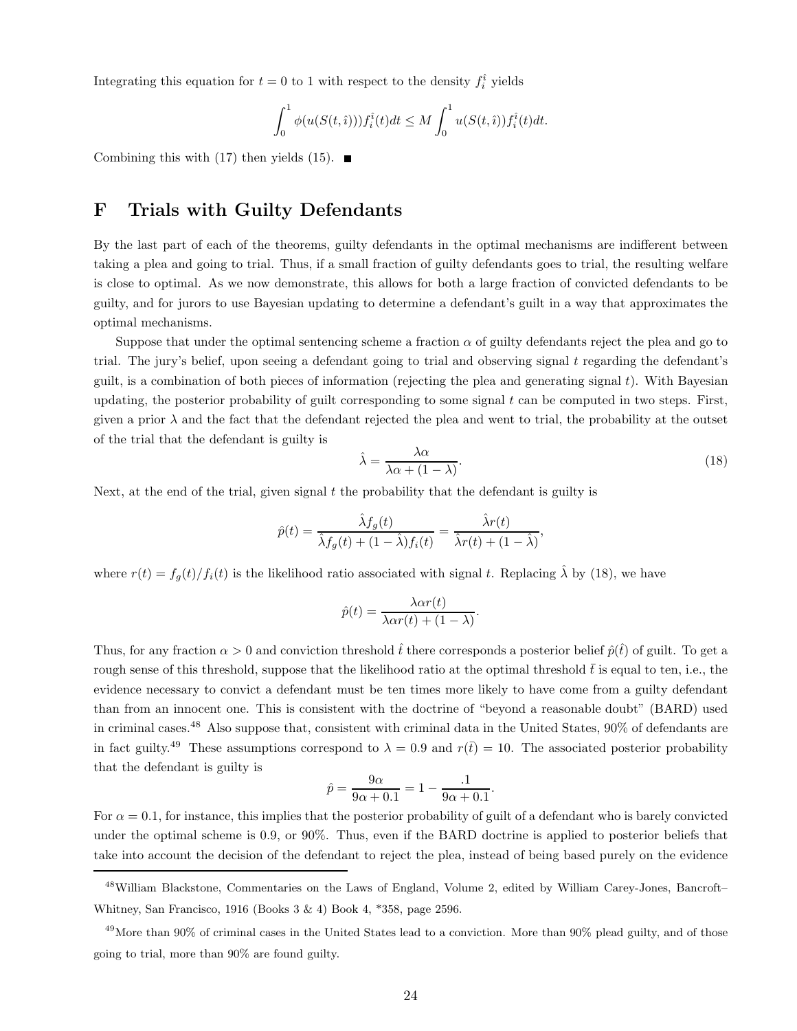Integrating this equation for $t = 0$ to $1$ with respect to the density $f_i^{\hat{\imath}}$ yields

$$\int_0^1 \phi(u(S(t, \hat{\imath})))f_i^{\hat{\imath}}(t)dt \leq M \int_0^1 u(S(t, \hat{\imath}))f_i^{\hat{\imath}}(t)dt.$$

Combining this with (17) then yields (15). ■

# F Trials with Guilty Defendants

By the last part of each of the theorems, guilty defendants in the optimal mechanisms are indifferent between taking a plea and going to trial. Thus, if a small fraction of guilty defendants goes to trial, the resulting welfare is close to optimal. As we now demonstrate, this allows for both a large fraction of convicted defendants to be guilty, and for jurors to use Bayesian updating to determine a defendant's guilt in a way that approximates the optimal mechanisms.

Suppose that under the optimal sentencing scheme a fraction $\alpha$ of guilty defendants reject the plea and go to trial. The jury's belief, upon seeing a defendant going to trial and observing signal $t$ regarding the defendant's guilt, is a combination of both pieces of information (rejecting the plea and generating signal $t$). With Bayesian updating, the posterior probability of guilt corresponding to some signal $t$ can be computed in two steps. First, given a prior $\lambda$ and the fact that the defendant rejected the plea and went to trial, the probability at the outset of the trial that the defendant is guilty is

$$\hat{\lambda} = \frac{\lambda\alpha}{\lambda\alpha + (1 - \lambda)}. \tag{18}$$

Next, at the end of the trial, given signal $t$ the probability that the defendant is guilty is

$$\hat{p}(t) = \frac{\hat{\lambda}f_g(t)}{\hat{\lambda}f_g(t) + (1 - \hat{\lambda})f_i(t)} = \frac{\hat{\lambda}r(t)}{\hat{\lambda}r(t) + (1 - \hat{\lambda})},$$

where $r(t) = f_g(t)/f_i(t)$ is the likelihood ratio associated with signal $t$. Replacing $\hat{\lambda}$ by (18), we have

$$\hat{p}(t) = \frac{\lambda\alpha r(t)}{\lambda\alpha r(t) + (1 - \lambda)}.$$

Thus, for any fraction $\alpha > 0$ and conviction threshold $\hat{t}$ there corresponds a posterior belief $\hat{p}(\hat{t})$ of guilt. To get a rough sense of this threshold, suppose that the likelihood ratio at the optimal threshold $\bar{t}$ is equal to ten, i.e., the evidence necessary to convict a defendant must be ten times more likely to have come from a guilty defendant than from an innocent one. This is consistent with the doctrine of "beyond a reasonable doubt" (BARD) used in criminal cases.[48] Also suppose that, consistent with criminal data in the United States, 90% of defendants are in fact guilty.[49] These assumptions correspond to $\lambda = 0.9$ and $r(\bar{t}) = 10$. The associated posterior probability that the defendant is guilty is

$$\hat{p} = \frac{9\alpha}{9\alpha + 0.1} = 1 - \frac{.1}{9\alpha + 0.1}.$$

For $\alpha = 0.1$, for instance, this implies that the posterior probability of guilt of a defendant who is barely convicted under the optimal scheme is 0.9, or 90%. Thus, even if the BARD doctrine is applied to posterior beliefs that take into account the decision of the defendant to reject the plea, instead of being based purely on the evidence

[48] William Blackstone, Commentaries on the Laws of England, Volume 2, edited by William Carey-Jones, Bancroft–Whitney, San Francisco, 1916 (Books 3 & 4) Book 4, *358, page 2596.

[49] More than 90% of criminal cases in the United States lead to a conviction. More than 90% plead guilty, and of those going to trial, more than 90% are found guilty.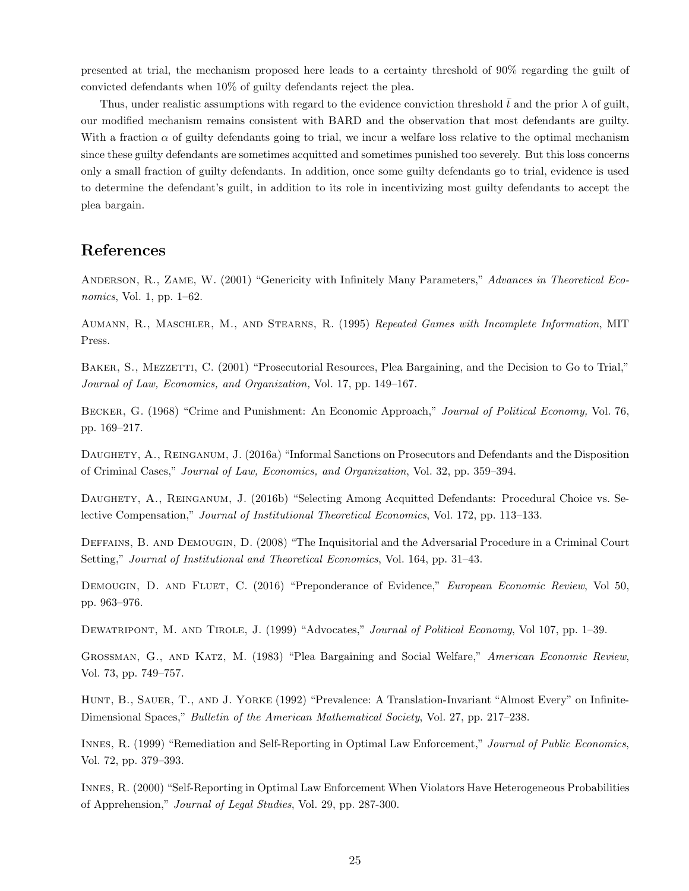presented at trial, the mechanism proposed here leads to a certainty threshold of 90% regarding the guilt of convicted defendants when 10% of guilty defendants reject the plea.

Thus, under realistic assumptions with regard to the evidence conviction threshold $\bar{t}$ and the prior $\lambda$ of guilt, our modified mechanism remains consistent with BARD and the observation that most defendants are guilty. With a fraction $\alpha$ of guilty defendants going to trial, we incur a welfare loss relative to the optimal mechanism since these guilty defendants are sometimes acquitted and sometimes punished too severely. But this loss concerns only a small fraction of guilty defendants. In addition, once some guilty defendants go to trial, evidence is used to determine the defendant's guilt, in addition to its role in incentivizing most guilty defendants to accept the plea bargain.

## References

Anderson, R., Zame, W. (2001) "Genericity with Infinitely Many Parameters," *Advances in Theoretical Economics*, Vol. 1, pp. 1–62.

Aumann, R., Maschler, M., and Stearns, R. (1995) *Repeated Games with Incomplete Information*, MIT Press.

Baker, S., Mezzetti, C. (2001) "Prosecutorial Resources, Plea Bargaining, and the Decision to Go to Trial," *Journal of Law, Economics, and Organization,* Vol. 17, pp. 149–167.

Becker, G. (1968) "Crime and Punishment: An Economic Approach," *Journal of Political Economy,* Vol. 76, pp. 169–217.

Daughety, A., Reinganum, J. (2016a) "Informal Sanctions on Prosecutors and Defendants and the Disposition of Criminal Cases," *Journal of Law, Economics, and Organization*, Vol. 32, pp. 359–394.

Daughety, A., Reinganum, J. (2016b) "Selecting Among Acquitted Defendants: Procedural Choice vs. Selective Compensation," *Journal of Institutional Theoretical Economics*, Vol. 172, pp. 113–133.

Deffains, B. and Demougin, D. (2008) "The Inquisitorial and the Adversarial Procedure in a Criminal Court Setting," *Journal of Institutional and Theoretical Economics*, Vol. 164, pp. 31–43.

Demougin, D. and Fluet, C. (2016) "Preponderance of Evidence," *European Economic Review*, Vol 50, pp. 963–976.

Dewatripont, M. and Tirole, J. (1999) "Advocates," *Journal of Political Economy*, Vol 107, pp. 1–39.

Grossman, G., and Katz, M. (1983) "Plea Bargaining and Social Welfare," *American Economic Review*, Vol. 73, pp. 749–757.

Hunt, B., Sauer, T., and J. Yorke (1992) "Prevalence: A Translation-Invariant "Almost Every" on Infinite-Dimensional Spaces," *Bulletin of the American Mathematical Society*, Vol. 27, pp. 217–238.

Innes, R. (1999) "Remediation and Self-Reporting in Optimal Law Enforcement," *Journal of Public Economics*, Vol. 72, pp. 379–393.

Innes, R. (2000) "Self-Reporting in Optimal Law Enforcement When Violators Have Heterogeneous Probabilities of Apprehension," *Journal of Legal Studies*, Vol. 29, pp. 287-300.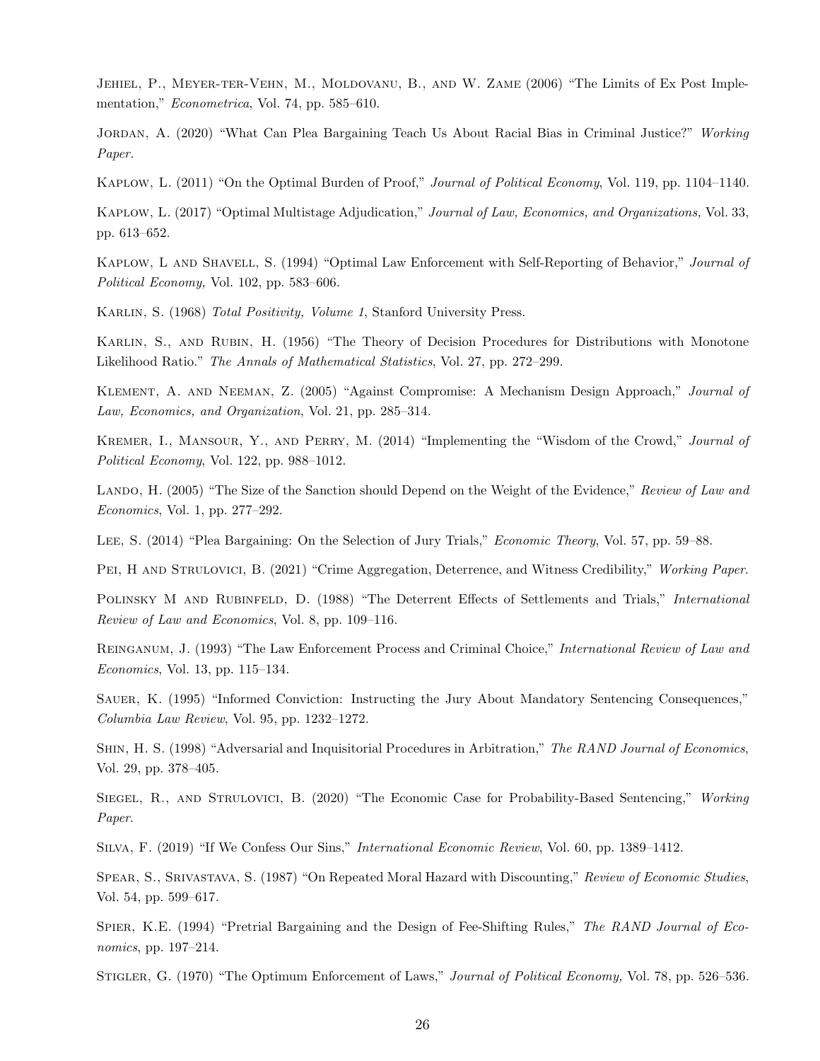Jehiel, P., Meyer-ter-Vehn, M., Moldovanu, B., and W. Zame (2006) "The Limits of Ex Post Implementation," *Econometrica*, Vol. 74, pp. 585–610.

Jordan, A. (2020) "What Can Plea Bargaining Teach Us About Racial Bias in Criminal Justice?" *Working Paper.*

Kaplow, L. (2011) "On the Optimal Burden of Proof," *Journal of Political Economy*, Vol. 119, pp. 1104–1140.

Kaplow, L. (2017) "Optimal Multistage Adjudication," *Journal of Law, Economics, and Organizations,* Vol. 33, pp. 613–652.

Kaplow, L and Shavell, S. (1994) "Optimal Law Enforcement with Self-Reporting of Behavior," *Journal of Political Economy,* Vol. 102, pp. 583–606.

Karlin, S. (1968) *Total Positivity, Volume 1*, Stanford University Press.

Karlin, S., and Rubin, H. (1956) "The Theory of Decision Procedures for Distributions with Monotone Likelihood Ratio." *The Annals of Mathematical Statistics*, Vol. 27, pp. 272–299.

Klement, A. and Neeman, Z. (2005) "Against Compromise: A Mechanism Design Approach," *Journal of Law, Economics, and Organization*, Vol. 21, pp. 285–314.

Kremer, I., Mansour, Y., and Perry, M. (2014) "Implementing the "Wisdom of the Crowd," *Journal of Political Economy*, Vol. 122, pp. 988–1012.

Lando, H. (2005) "The Size of the Sanction should Depend on the Weight of the Evidence," *Review of Law and Economics*, Vol. 1, pp. 277–292.

Lee, S. (2014) "Plea Bargaining: On the Selection of Jury Trials," *Economic Theory*, Vol. 57, pp. 59–88.

Pei, H and Strulovici, B. (2021) "Crime Aggregation, Deterrence, and Witness Credibility," *Working Paper.*

Polinsky M and Rubinfeld, D. (1988) "The Deterrent Effects of Settlements and Trials," *International Review of Law and Economics*, Vol. 8, pp. 109–116.

Reinganum, J. (1993) "The Law Enforcement Process and Criminal Choice," *International Review of Law and Economics*, Vol. 13, pp. 115–134.

Sauer, K. (1995) "Informed Conviction: Instructing the Jury About Mandatory Sentencing Consequences," *Columbia Law Review*, Vol. 95, pp. 1232–1272.

Shin, H. S. (1998) "Adversarial and Inquisitorial Procedures in Arbitration," *The RAND Journal of Economics*, Vol. 29, pp. 378–405.

Siegel, R., and Strulovici, B. (2020) "The Economic Case for Probability-Based Sentencing," *Working Paper.*

Silva, F. (2019) "If We Confess Our Sins," *International Economic Review*, Vol. 60, pp. 1389–1412.

Spear, S., Srivastava, S. (1987) "On Repeated Moral Hazard with Discounting," *Review of Economic Studies*, Vol. 54, pp. 599–617.

Spier, K.E. (1994) "Pretrial Bargaining and the Design of Fee-Shifting Rules," *The RAND Journal of Economics*, pp. 197–214.

Stigler, G. (1970) "The Optimum Enforcement of Laws," *Journal of Political Economy,* Vol. 78, pp. 526–536.